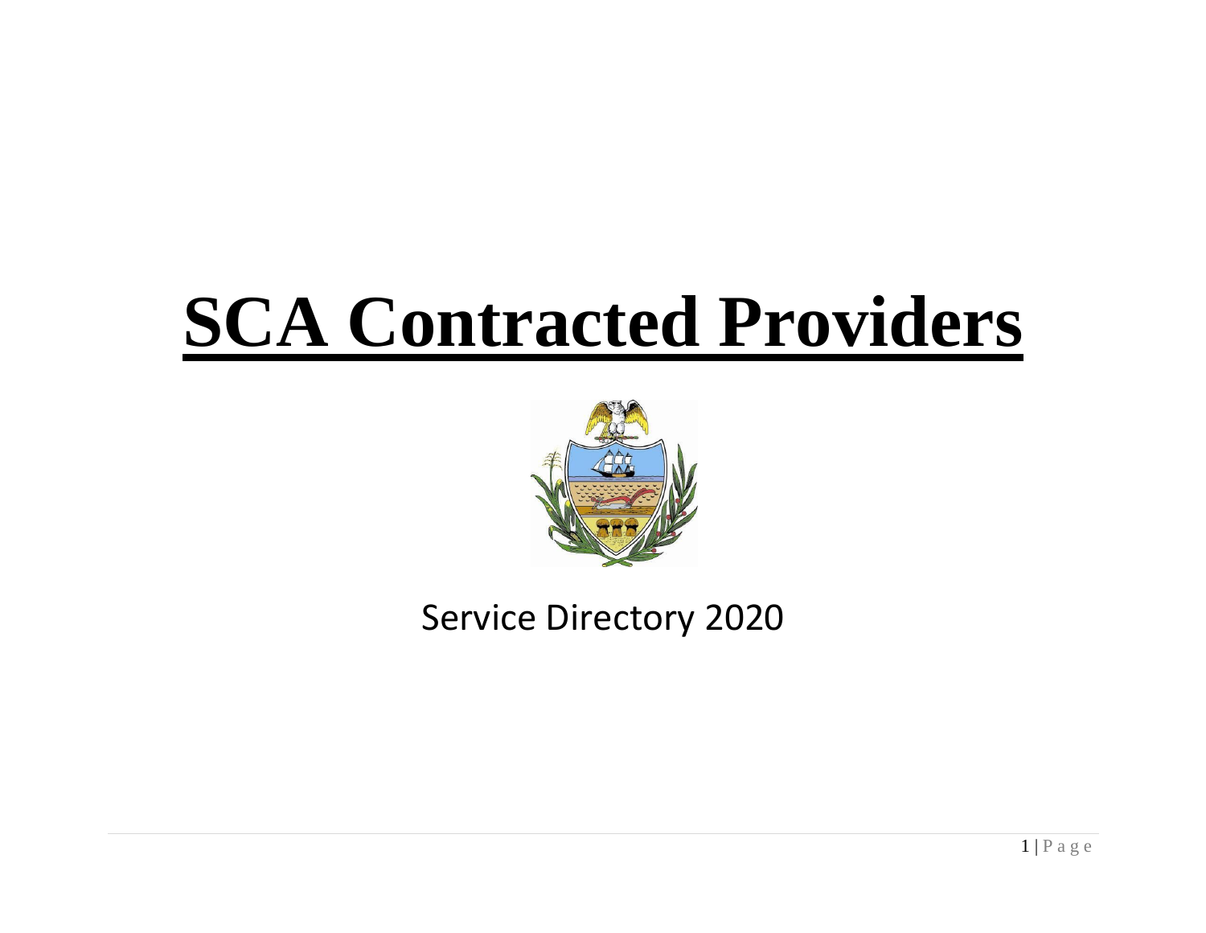# SCA Contracted Providers

Service Directory 2020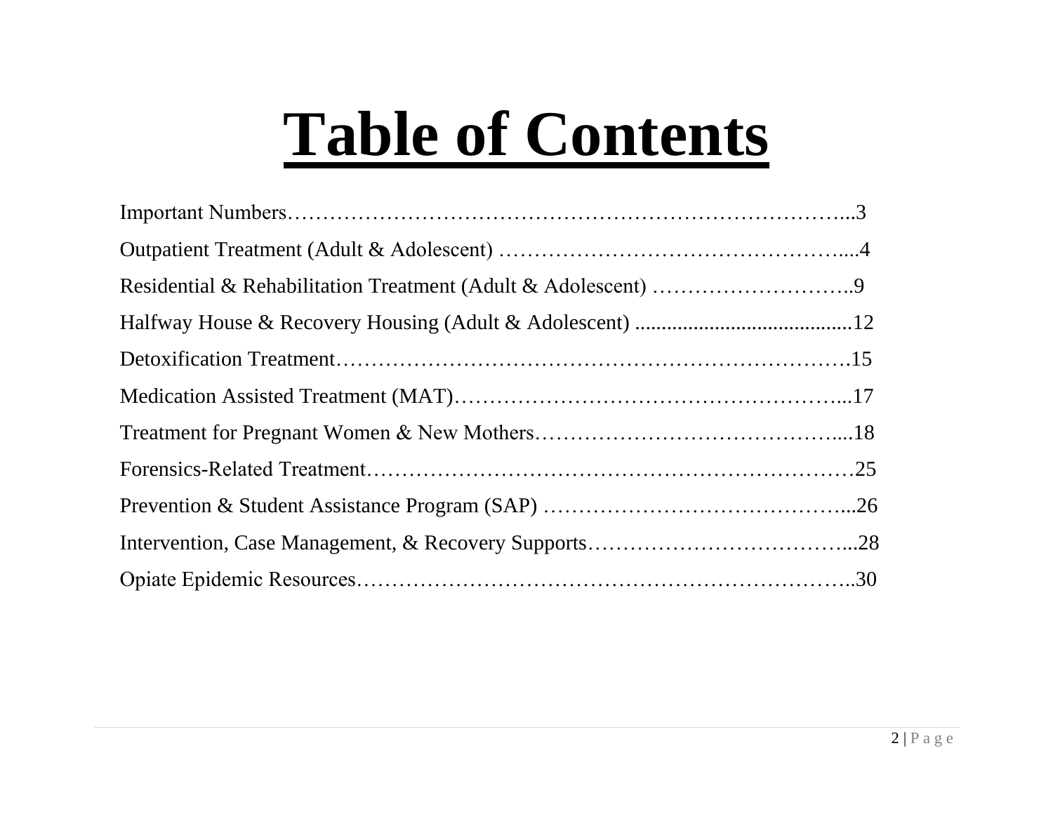# Table of Contents

Important Numbers……………………………………………………………………...3

Outpatient Treatment (Adult & Adolescent) …………………………………………....4

Residential & Rehabilitation Treatment (Adult & Adolescent) ………………………..9

Halfway House & Recovery Housing (Adult & Adolescent) ..........................................12

Detoxification Treatment……………………………………………………………….15

Medication Assisted Treatment (MAT)………………………………………………...17

Treatment for Pregnant Women & New Mothers……………………………………....18

Forensics-Related Treatment……………………………………………………………25

Prevention & Student Assistance Program (SAP) ……………………………………...26

Intervention, Case Management, & Recovery Supports………………………………...28

Opiate Epidemic Resources……………………………………………………………..30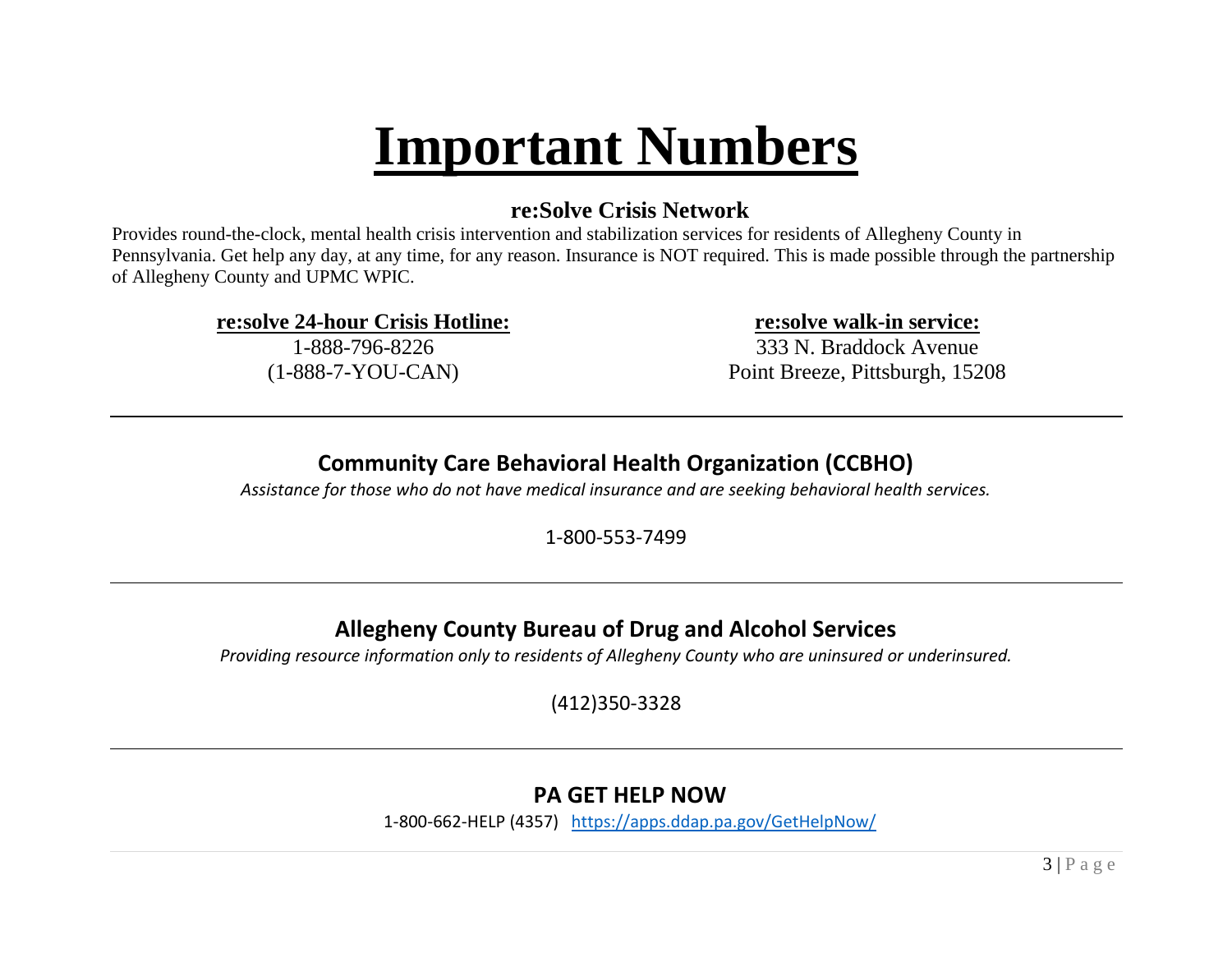# Important Numbers

## re:Solve Crisis Network

Provides round-the-clock, mental health crisis intervention and stabilization services for residents of Allegheny County in Pennsylvania. Get help any day, at any time, for any reason. Insurance is NOT required. This is made possible through the partnership of Allegheny County and UPMC WPIC.

**re:solve 24-hour Crisis Hotline:**
1-888-796-8226
(1-888-7-YOU-CAN)

**re:solve walk-in service:**
333 N. Braddock Avenue
Point Breeze, Pittsburgh, 15208

---

## Community Care Behavioral Health Organization (CCBHO)

*Assistance for those who do not have medical insurance and are seeking behavioral health services.*

1-800-553-7499

---

## Allegheny County Bureau of Drug and Alcohol Services

*Providing resource information only to residents of Allegheny County who are uninsured or underinsured.*

(412)350-3328

---

## PA GET HELP NOW

1-800-662-HELP (4357) https://apps.ddap.pa.gov/GetHelpNow/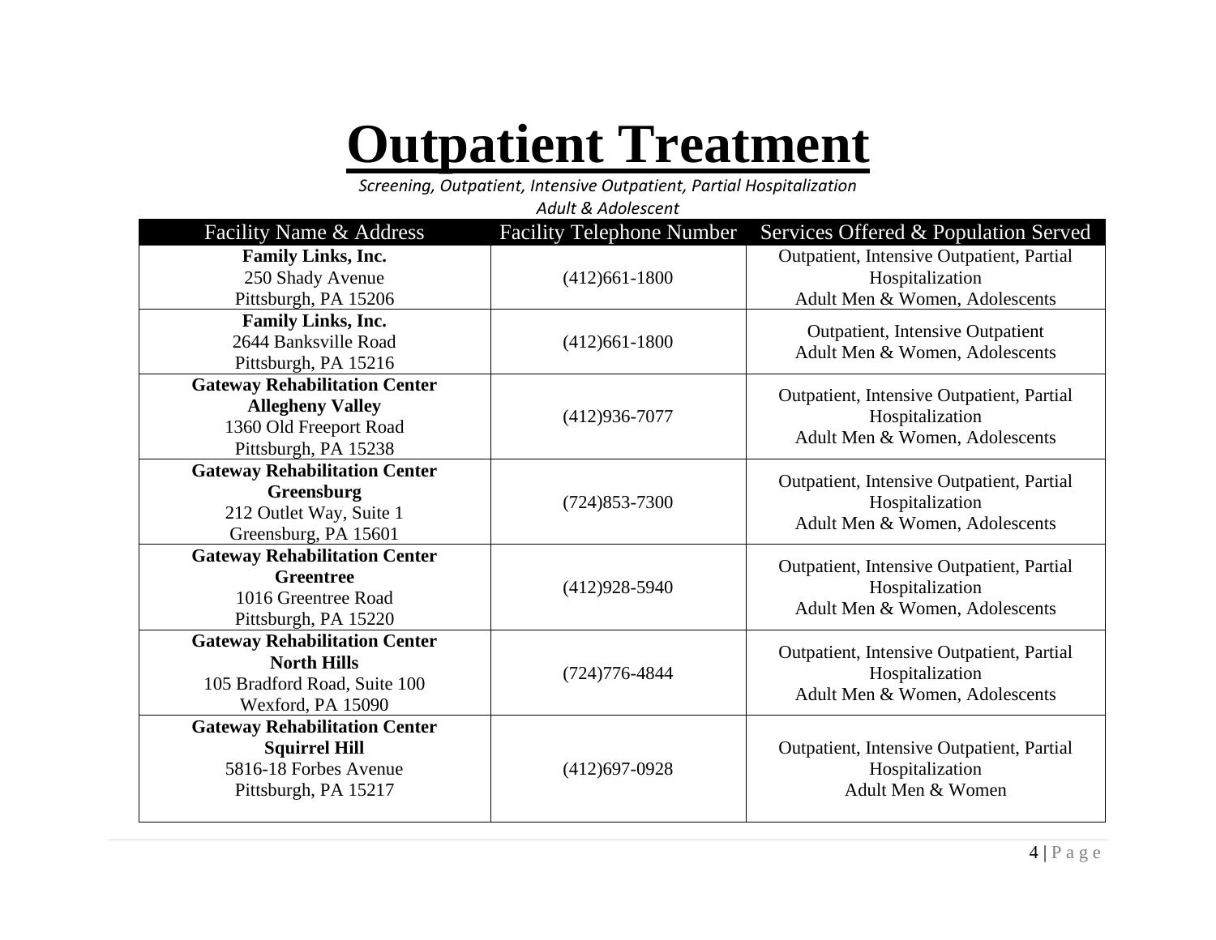# Outpatient Treatment

*Screening, Outpatient, Intensive Outpatient, Partial Hospitalization*
*Adult & Adolescent*

| Facility Name & Address | Facility Telephone Number | Services Offered & Population Served |
|---|---|---|
| **Family Links, Inc.**<br>250 Shady Avenue<br>Pittsburgh, PA 15206 | (412)661-1800 | Outpatient, Intensive Outpatient, Partial Hospitalization<br>Adult Men & Women, Adolescents |
| **Family Links, Inc.**<br>2644 Banksville Road<br>Pittsburgh, PA 15216 | (412)661-1800 | Outpatient, Intensive Outpatient<br>Adult Men & Women, Adolescents |
| **Gateway Rehabilitation Center Allegheny Valley**<br>1360 Old Freeport Road<br>Pittsburgh, PA 15238 | (412)936-7077 | Outpatient, Intensive Outpatient, Partial Hospitalization<br>Adult Men & Women, Adolescents |
| **Gateway Rehabilitation Center Greensburg**<br>212 Outlet Way, Suite 1<br>Greensburg, PA 15601 | (724)853-7300 | Outpatient, Intensive Outpatient, Partial Hospitalization<br>Adult Men & Women, Adolescents |
| **Gateway Rehabilitation Center Greentree**<br>1016 Greentree Road<br>Pittsburgh, PA 15220 | (412)928-5940 | Outpatient, Intensive Outpatient, Partial Hospitalization<br>Adult Men & Women, Adolescents |
| **Gateway Rehabilitation Center North Hills**<br>105 Bradford Road, Suite 100<br>Wexford, PA 15090 | (724)776-4844 | Outpatient, Intensive Outpatient, Partial Hospitalization<br>Adult Men & Women, Adolescents |
| **Gateway Rehabilitation Center Squirrel Hill**<br>5816-18 Forbes Avenue<br>Pittsburgh, PA 15217 | (412)697-0928 | Outpatient, Intensive Outpatient, Partial Hospitalization<br>Adult Men & Women |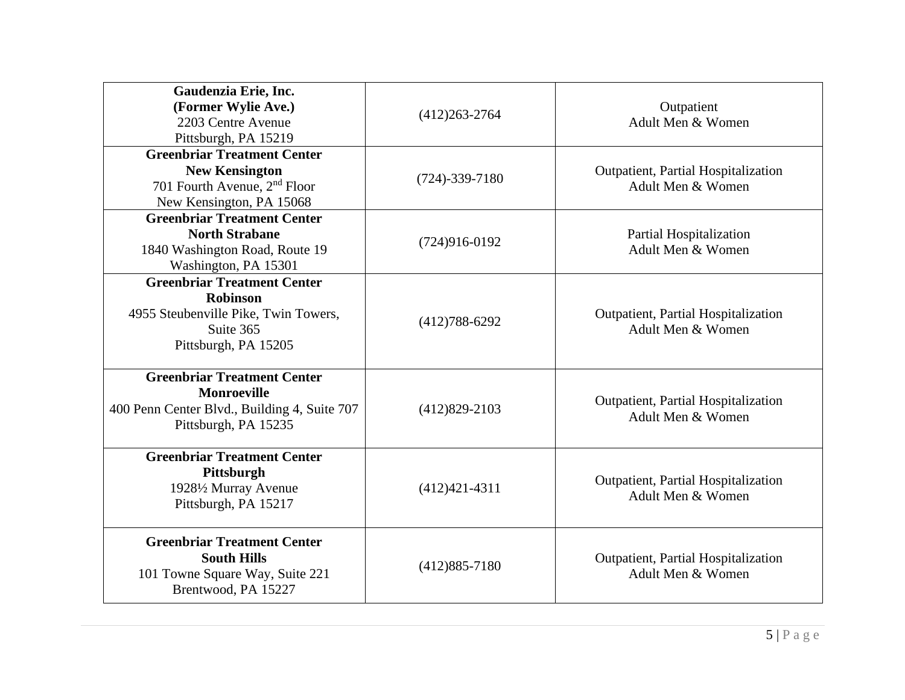| | | |
|---|---|---|
| **Gaudenzia Erie, Inc.**<br>**(Former Wylie Ave.)**<br>2203 Centre Avenue<br>Pittsburgh, PA 15219 | (412)263-2764 | Outpatient<br>Adult Men & Women |
| **Greenbriar Treatment Center**<br>**New Kensington**<br>701 Fourth Avenue, 2nd Floor<br>New Kensington, PA 15068 | (724)-339-7180 | Outpatient, Partial Hospitalization<br>Adult Men & Women |
| **Greenbriar Treatment Center**<br>**North Strabane**<br>1840 Washington Road, Route 19<br>Washington, PA 15301 | (724)916-0192 | Partial Hospitalization<br>Adult Men & Women |
| **Greenbriar Treatment Center**<br>**Robinson**<br>4955 Steubenville Pike, Twin Towers, Suite 365<br>Pittsburgh, PA 15205 | (412)788-6292 | Outpatient, Partial Hospitalization<br>Adult Men & Women |
| **Greenbriar Treatment Center**<br>**Monroeville**<br>400 Penn Center Blvd., Building 4, Suite 707<br>Pittsburgh, PA 15235 | (412)829-2103 | Outpatient, Partial Hospitalization<br>Adult Men & Women |
| **Greenbriar Treatment Center**<br>**Pittsburgh**<br>1928½ Murray Avenue<br>Pittsburgh, PA 15217 | (412)421-4311 | Outpatient, Partial Hospitalization<br>Adult Men & Women |
| **Greenbriar Treatment Center**<br>**South Hills**<br>101 Towne Square Way, Suite 221<br>Brentwood, PA 15227 | (412)885-7180 | Outpatient, Partial Hospitalization<br>Adult Men & Women |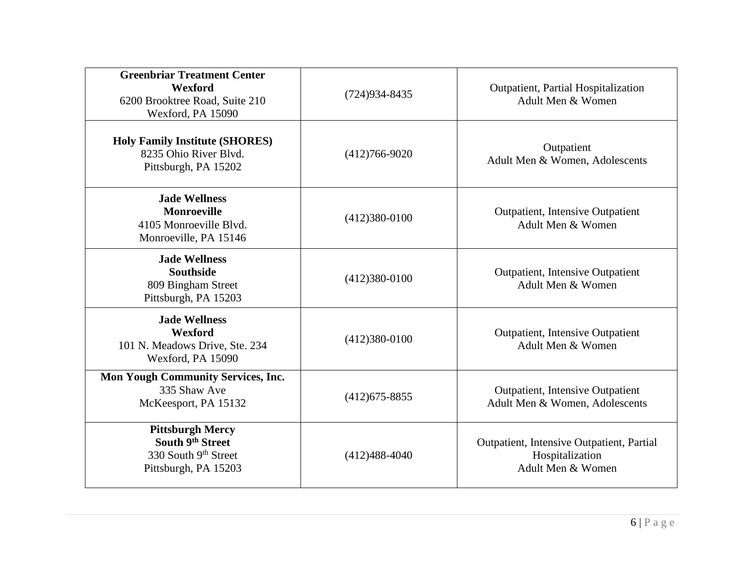| | | |
|---|---|---|
| **Greenbriar Treatment Center**<br>**Wexford**<br>6200 Brooktree Road, Suite 210<br>Wexford, PA 15090 | (724)934-8435 | Outpatient, Partial Hospitalization<br>Adult Men & Women |
| **Holy Family Institute (SHORES)**<br>8235 Ohio River Blvd.<br>Pittsburgh, PA 15202 | (412)766-9020 | Outpatient<br>Adult Men & Women, Adolescents |
| **Jade Wellness**<br>**Monroeville**<br>4105 Monroeville Blvd.<br>Monroeville, PA 15146 | (412)380-0100 | Outpatient, Intensive Outpatient<br>Adult Men & Women |
| **Jade Wellness**<br>**Southside**<br>809 Bingham Street<br>Pittsburgh, PA 15203 | (412)380-0100 | Outpatient, Intensive Outpatient<br>Adult Men & Women |
| **Jade Wellness**<br>**Wexford**<br>101 N. Meadows Drive, Ste. 234<br>Wexford, PA 15090 | (412)380-0100 | Outpatient, Intensive Outpatient<br>Adult Men & Women |
| **Mon Yough Community Services, Inc.**<br>335 Shaw Ave<br>McKeesport, PA 15132 | (412)675-8855 | Outpatient, Intensive Outpatient<br>Adult Men & Women, Adolescents |
| **Pittsburgh Mercy**<br>**South 9th Street**<br>330 South 9th Street<br>Pittsburgh, PA 15203 | (412)488-4040 | Outpatient, Intensive Outpatient, Partial Hospitalization<br>Adult Men & Women |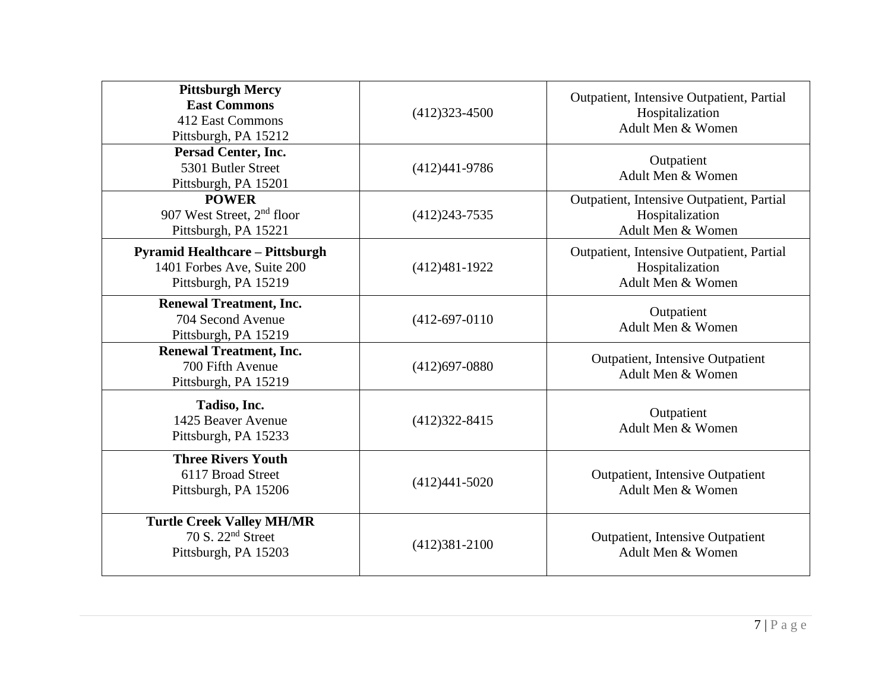| | | |
|---|---|---|
| **Pittsburgh Mercy East Commons**<br>412 East Commons<br>Pittsburgh, PA 15212 | (412)323-4500 | Outpatient, Intensive Outpatient, Partial Hospitalization<br>Adult Men & Women |
| **Persad Center, Inc.**<br>5301 Butler Street<br>Pittsburgh, PA 15201 | (412)441-9786 | Outpatient<br>Adult Men & Women |
| **POWER**<br>907 West Street, 2nd floor<br>Pittsburgh, PA 15221 | (412)243-7535 | Outpatient, Intensive Outpatient, Partial Hospitalization<br>Adult Men & Women |
| **Pyramid Healthcare – Pittsburgh**<br>1401 Forbes Ave, Suite 200<br>Pittsburgh, PA 15219 | (412)481-1922 | Outpatient, Intensive Outpatient, Partial Hospitalization<br>Adult Men & Women |
| **Renewal Treatment, Inc.**<br>704 Second Avenue<br>Pittsburgh, PA 15219 | (412-697-0110 | Outpatient<br>Adult Men & Women |
| **Renewal Treatment, Inc.**<br>700 Fifth Avenue<br>Pittsburgh, PA 15219 | (412)697-0880 | Outpatient, Intensive Outpatient<br>Adult Men & Women |
| **Tadiso, Inc.**<br>1425 Beaver Avenue<br>Pittsburgh, PA 15233 | (412)322-8415 | Outpatient<br>Adult Men & Women |
| **Three Rivers Youth**<br>6117 Broad Street<br>Pittsburgh, PA 15206 | (412)441-5020 | Outpatient, Intensive Outpatient<br>Adult Men & Women |
| **Turtle Creek Valley MH/MR**<br>70 S. 22nd Street<br>Pittsburgh, PA 15203 | (412)381-2100 | Outpatient, Intensive Outpatient<br>Adult Men & Women |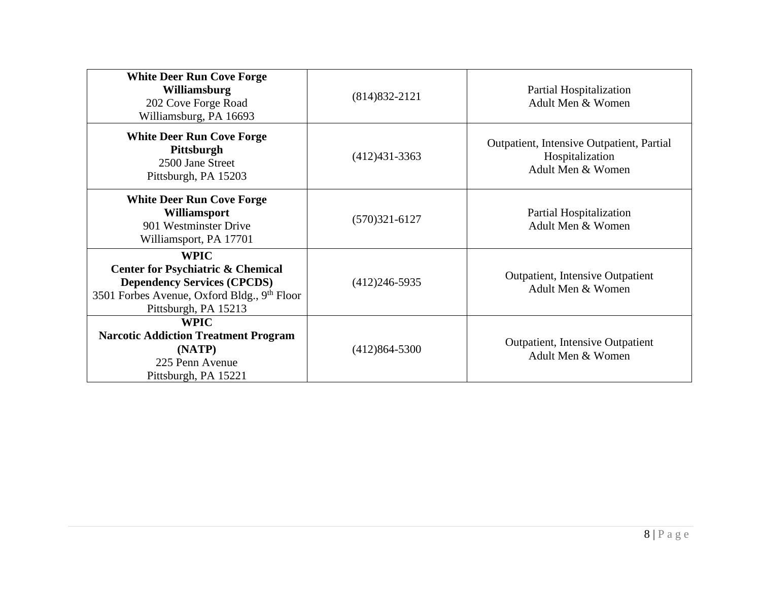| | | |
|---|---|---|
| **White Deer Run Cove Forge Williamsburg**<br>202 Cove Forge Road<br>Williamsburg, PA 16693 | (814)832-2121 | Partial Hospitalization<br>Adult Men & Women |
| **White Deer Run Cove Forge Pittsburgh**<br>2500 Jane Street<br>Pittsburgh, PA 15203 | (412)431-3363 | Outpatient, Intensive Outpatient, Partial Hospitalization<br>Adult Men & Women |
| **White Deer Run Cove Forge Williamsport**<br>901 Westminster Drive<br>Williamsport, PA 17701 | (570)321-6127 | Partial Hospitalization<br>Adult Men & Women |
| **WPIC**<br>**Center for Psychiatric & Chemical Dependency Services (CPCDS)**<br>3501 Forbes Avenue, Oxford Bldg., 9th Floor<br>Pittsburgh, PA 15213 | (412)246-5935 | Outpatient, Intensive Outpatient<br>Adult Men & Women |
| **WPIC**<br>**Narcotic Addiction Treatment Program (NATP)**<br>225 Penn Avenue<br>Pittsburgh, PA 15221 | (412)864-5300 | Outpatient, Intensive Outpatient<br>Adult Men & Women |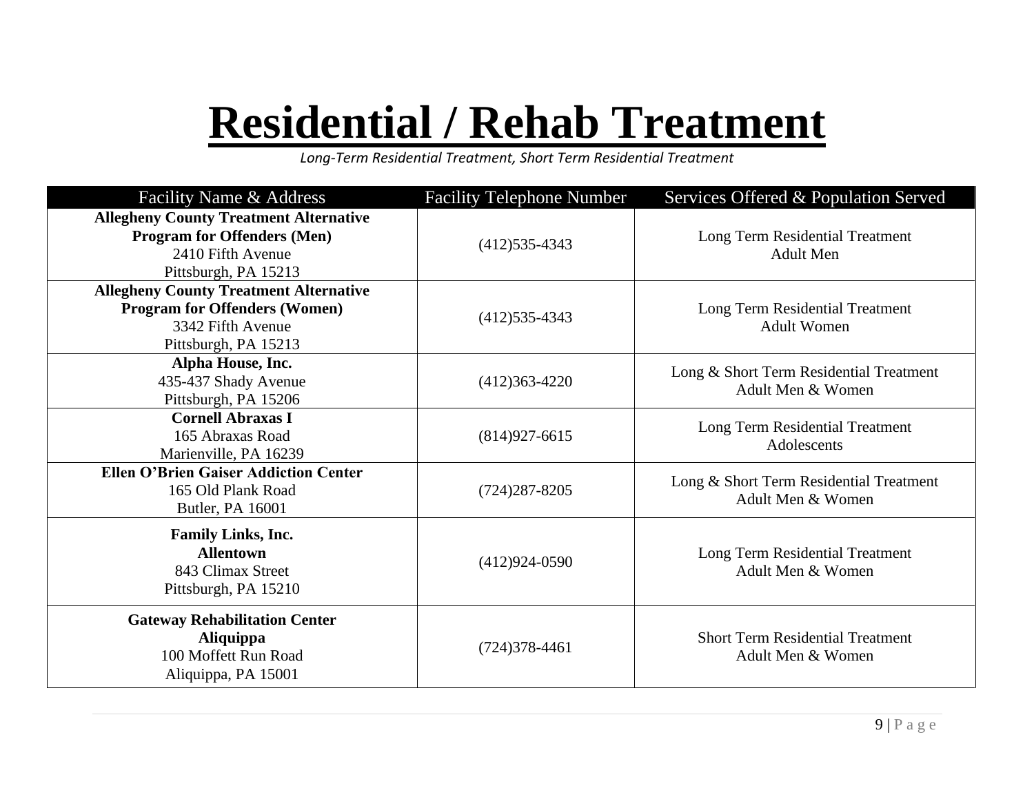# Residential / Rehab Treatment

*Long-Term Residential Treatment, Short Term Residential Treatment*

| Facility Name & Address | Facility Telephone Number | Services Offered & Population Served |
|---|---|---|
| **Allegheny County Treatment Alternative Program for Offenders (Men)**<br>2410 Fifth Avenue<br>Pittsburgh, PA 15213 | (412)535-4343 | Long Term Residential Treatment<br>Adult Men |
| **Allegheny County Treatment Alternative Program for Offenders (Women)**<br>3342 Fifth Avenue<br>Pittsburgh, PA 15213 | (412)535-4343 | Long Term Residential Treatment<br>Adult Women |
| **Alpha House, Inc.**<br>435-437 Shady Avenue<br>Pittsburgh, PA 15206 | (412)363-4220 | Long & Short Term Residential Treatment<br>Adult Men & Women |
| **Cornell Abraxas I**<br>165 Abraxas Road<br>Marienville, PA 16239 | (814)927-6615 | Long Term Residential Treatment<br>Adolescents |
| **Ellen O'Brien Gaiser Addiction Center**<br>165 Old Plank Road<br>Butler, PA 16001 | (724)287-8205 | Long & Short Term Residential Treatment<br>Adult Men & Women |
| **Family Links, Inc.**<br>**Allentown**<br>843 Climax Street<br>Pittsburgh, PA 15210 | (412)924-0590 | Long Term Residential Treatment<br>Adult Men & Women |
| **Gateway Rehabilitation Center**<br>**Aliquippa**<br>100 Moffett Run Road<br>Aliquippa, PA 15001 | (724)378-4461 | Short Term Residential Treatment<br>Adult Men & Women |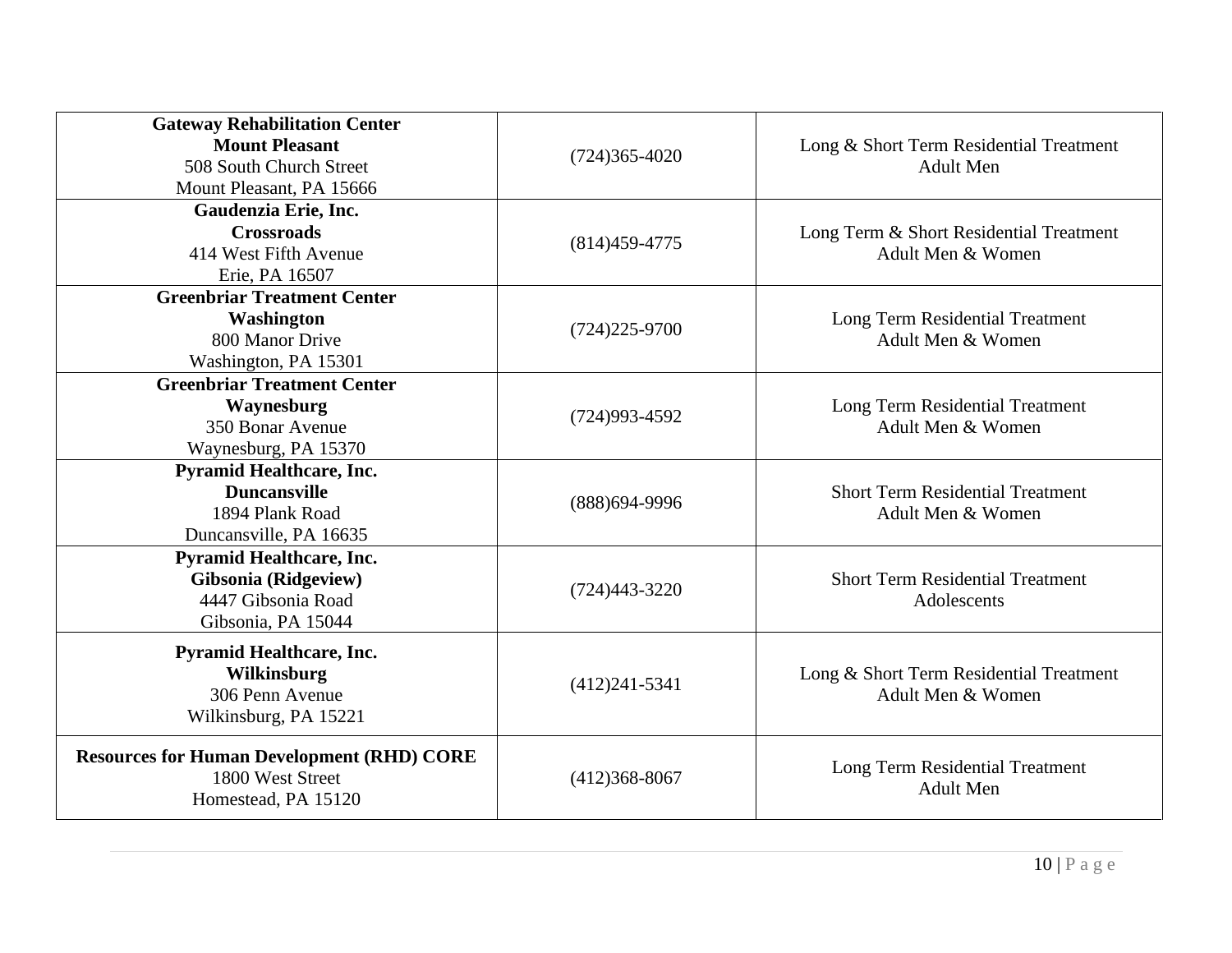| | | |
|---|---|---|
| **Gateway Rehabilitation Center**<br>**Mount Pleasant**<br>508 South Church Street<br>Mount Pleasant, PA 15666 | (724)365-4020 | Long & Short Term Residential Treatment<br>Adult Men |
| **Gaudenzia Erie, Inc.**<br>**Crossroads**<br>414 West Fifth Avenue<br>Erie, PA 16507 | (814)459-4775 | Long Term & Short Residential Treatment<br>Adult Men & Women |
| **Greenbriar Treatment Center**<br>**Washington**<br>800 Manor Drive<br>Washington, PA 15301 | (724)225-9700 | Long Term Residential Treatment<br>Adult Men & Women |
| **Greenbriar Treatment Center**<br>**Waynesburg**<br>350 Bonar Avenue<br>Waynesburg, PA 15370 | (724)993-4592 | Long Term Residential Treatment<br>Adult Men & Women |
| **Pyramid Healthcare, Inc.**<br>**Duncansville**<br>1894 Plank Road<br>Duncansville, PA 16635 | (888)694-9996 | Short Term Residential Treatment<br>Adult Men & Women |
| **Pyramid Healthcare, Inc.**<br>**Gibsonia (Ridgeview)**<br>4447 Gibsonia Road<br>Gibsonia, PA 15044 | (724)443-3220 | Short Term Residential Treatment<br>Adolescents |
| **Pyramid Healthcare, Inc.**<br>**Wilkinsburg**<br>306 Penn Avenue<br>Wilkinsburg, PA 15221 | (412)241-5341 | Long & Short Term Residential Treatment<br>Adult Men & Women |
| **Resources for Human Development (RHD) CORE**<br>1800 West Street<br>Homestead, PA 15120 | (412)368-8067 | Long Term Residential Treatment<br>Adult Men |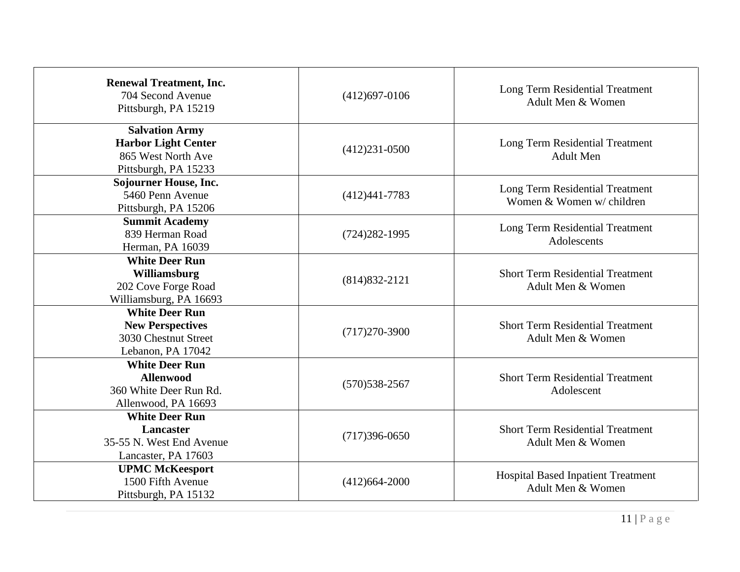| | | |
|---|---|---|
| **Renewal Treatment, Inc.**<br>704 Second Avenue<br>Pittsburgh, PA 15219 | (412)697-0106 | Long Term Residential Treatment<br>Adult Men & Women |
| **Salvation Army**<br>**Harbor Light Center**<br>865 West North Ave<br>Pittsburgh, PA 15233 | (412)231-0500 | Long Term Residential Treatment<br>Adult Men |
| **Sojourner House, Inc.**<br>5460 Penn Avenue<br>Pittsburgh, PA 15206 | (412)441-7783 | Long Term Residential Treatment<br>Women & Women w/ children |
| **Summit Academy**<br>839 Herman Road<br>Herman, PA 16039 | (724)282-1995 | Long Term Residential Treatment<br>Adolescents |
| **White Deer Run**<br>**Williamsburg**<br>202 Cove Forge Road<br>Williamsburg, PA 16693 | (814)832-2121 | Short Term Residential Treatment<br>Adult Men & Women |
| **White Deer Run**<br>**New Perspectives**<br>3030 Chestnut Street<br>Lebanon, PA 17042 | (717)270-3900 | Short Term Residential Treatment<br>Adult Men & Women |
| **White Deer Run**<br>**Allenwood**<br>360 White Deer Run Rd.<br>Allenwood, PA 16693 | (570)538-2567 | Short Term Residential Treatment<br>Adolescent |
| **White Deer Run**<br>**Lancaster**<br>35-55 N. West End Avenue<br>Lancaster, PA 17603 | (717)396-0650 | Short Term Residential Treatment<br>Adult Men & Women |
| **UPMC McKeesport**<br>1500 Fifth Avenue<br>Pittsburgh, PA 15132 | (412)664-2000 | Hospital Based Inpatient Treatment<br>Adult Men & Women |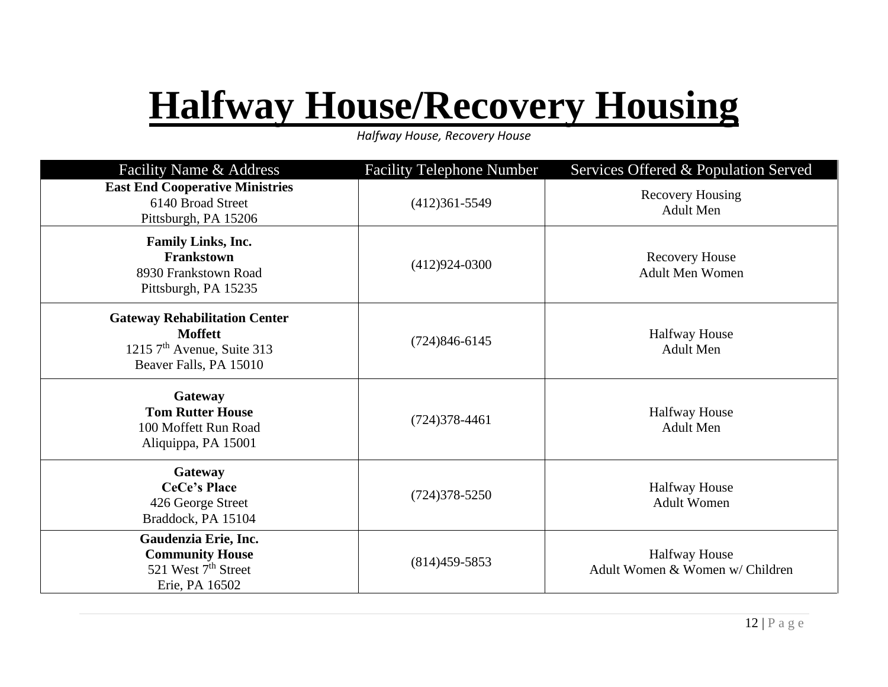# Halfway House/Recovery Housing

*Halfway House, Recovery House*

| Facility Name & Address | Facility Telephone Number | Services Offered & Population Served |
| --- | --- | --- |
| **East End Cooperative Ministries**<br>6140 Broad Street<br>Pittsburgh, PA 15206 | (412)361-5549 | Recovery Housing<br>Adult Men |
| **Family Links, Inc.**<br>**Frankstown**<br>8930 Frankstown Road<br>Pittsburgh, PA 15235 | (412)924-0300 | Recovery House<br>Adult Men Women |
| **Gateway Rehabilitation Center**<br>**Moffett**<br>1215 7th Avenue, Suite 313<br>Beaver Falls, PA 15010 | (724)846-6145 | Halfway House<br>Adult Men |
| **Gateway**<br>**Tom Rutter House**<br>100 Moffett Run Road<br>Aliquippa, PA 15001 | (724)378-4461 | Halfway House<br>Adult Men |
| **Gateway**<br>**CeCe's Place**<br>426 George Street<br>Braddock, PA 15104 | (724)378-5250 | Halfway House<br>Adult Women |
| **Gaudenzia Erie, Inc.**<br>**Community House**<br>521 West 7th Street<br>Erie, PA 16502 | (814)459-5853 | Halfway House<br>Adult Women & Women w/ Children |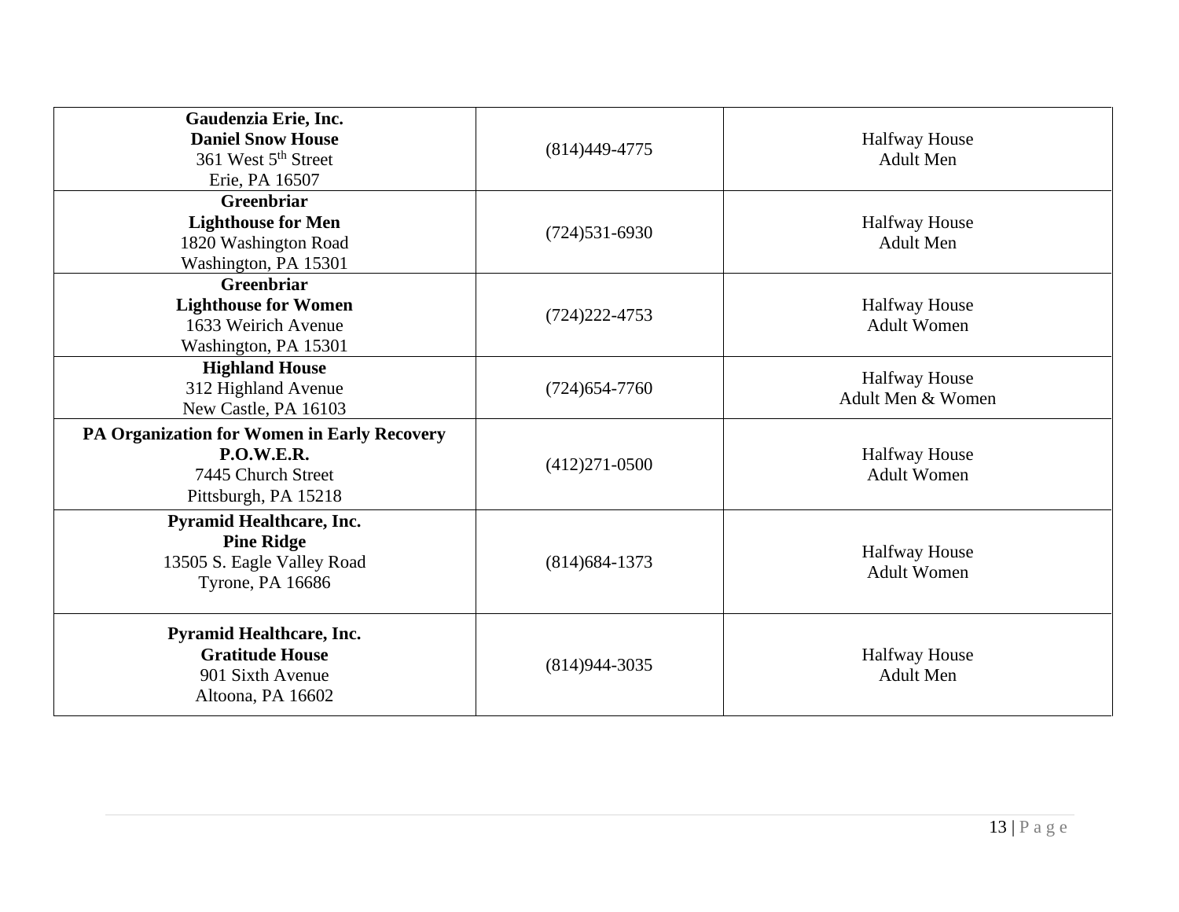| | | |
|---|---|---|
| **Gaudenzia Erie, Inc.**<br>**Daniel Snow House**<br>361 West 5th Street<br>Erie, PA 16507 | (814)449-4775 | Halfway House<br>Adult Men |
| **Greenbriar**<br>**Lighthouse for Men**<br>1820 Washington Road<br>Washington, PA 15301 | (724)531-6930 | Halfway House<br>Adult Men |
| **Greenbriar**<br>**Lighthouse for Women**<br>1633 Weirich Avenue<br>Washington, PA 15301 | (724)222-4753 | Halfway House<br>Adult Women |
| **Highland House**<br>312 Highland Avenue<br>New Castle, PA 16103 | (724)654-7760 | Halfway House<br>Adult Men & Women |
| **PA Organization for Women in Early Recovery**<br>**P.O.W.E.R.**<br>7445 Church Street<br>Pittsburgh, PA 15218 | (412)271-0500 | Halfway House<br>Adult Women |
| **Pyramid Healthcare, Inc.**<br>**Pine Ridge**<br>13505 S. Eagle Valley Road<br>Tyrone, PA 16686 | (814)684-1373 | Halfway House<br>Adult Women |
| **Pyramid Healthcare, Inc.**<br>**Gratitude House**<br>901 Sixth Avenue<br>Altoona, PA 16602 | (814)944-3035 | Halfway House<br>Adult Men |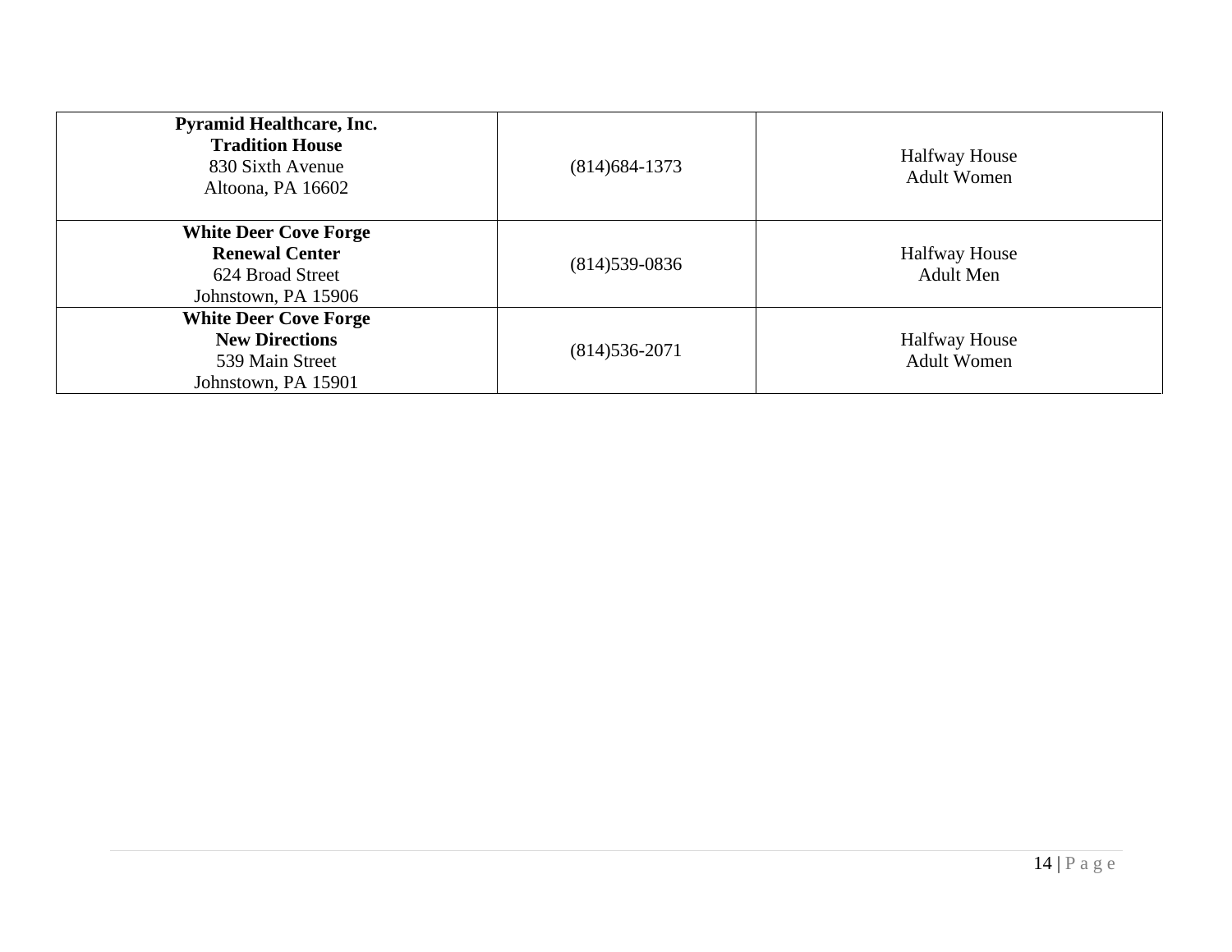| | | |
|---|---|---|
| **Pyramid Healthcare, Inc.**<br>**Tradition House**<br>830 Sixth Avenue<br>Altoona, PA 16602 | (814)684-1373 | Halfway House<br>Adult Women |
| **White Deer Cove Forge**<br>**Renewal Center**<br>624 Broad Street<br>Johnstown, PA 15906 | (814)539-0836 | Halfway House<br>Adult Men |
| **White Deer Cove Forge**<br>**New Directions**<br>539 Main Street<br>Johnstown, PA 15901 | (814)536-2071 | Halfway House<br>Adult Women |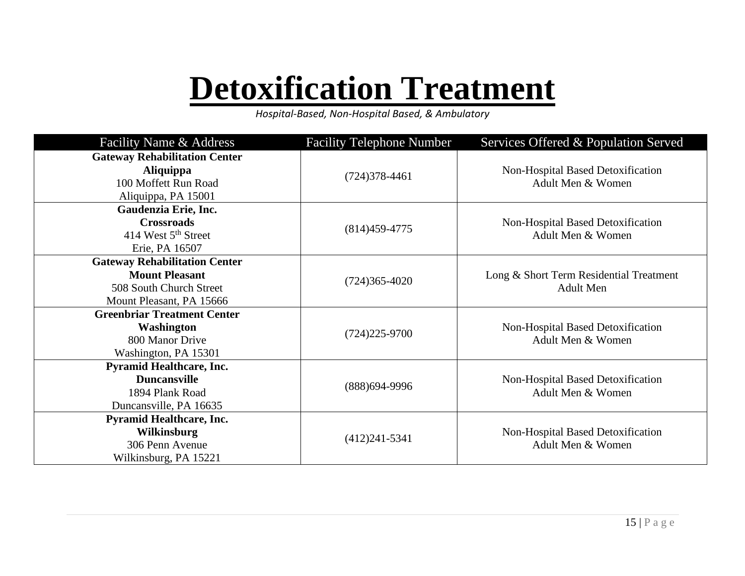# Detoxification Treatment

*Hospital-Based, Non-Hospital Based, & Ambulatory*

| Facility Name & Address | Facility Telephone Number | Services Offered & Population Served |
|---|---|---|
| **Gateway Rehabilitation Center**<br>**Aliquippa**<br>100 Moffett Run Road<br>Aliquippa, PA 15001 | (724)378-4461 | Non-Hospital Based Detoxification<br>Adult Men & Women |
| **Gaudenzia Erie, Inc.**<br>**Crossroads**<br>414 West 5th Street<br>Erie, PA 16507 | (814)459-4775 | Non-Hospital Based Detoxification<br>Adult Men & Women |
| **Gateway Rehabilitation Center**<br>**Mount Pleasant**<br>508 South Church Street<br>Mount Pleasant, PA 15666 | (724)365-4020 | Long & Short Term Residential Treatment<br>Adult Men |
| **Greenbriar Treatment Center**<br>**Washington**<br>800 Manor Drive<br>Washington, PA 15301 | (724)225-9700 | Non-Hospital Based Detoxification<br>Adult Men & Women |
| **Pyramid Healthcare, Inc.**<br>**Duncansville**<br>1894 Plank Road<br>Duncansville, PA 16635 | (888)694-9996 | Non-Hospital Based Detoxification<br>Adult Men & Women |
| **Pyramid Healthcare, Inc.**<br>**Wilkinsburg**<br>306 Penn Avenue<br>Wilkinsburg, PA 15221 | (412)241-5341 | Non-Hospital Based Detoxification<br>Adult Men & Women |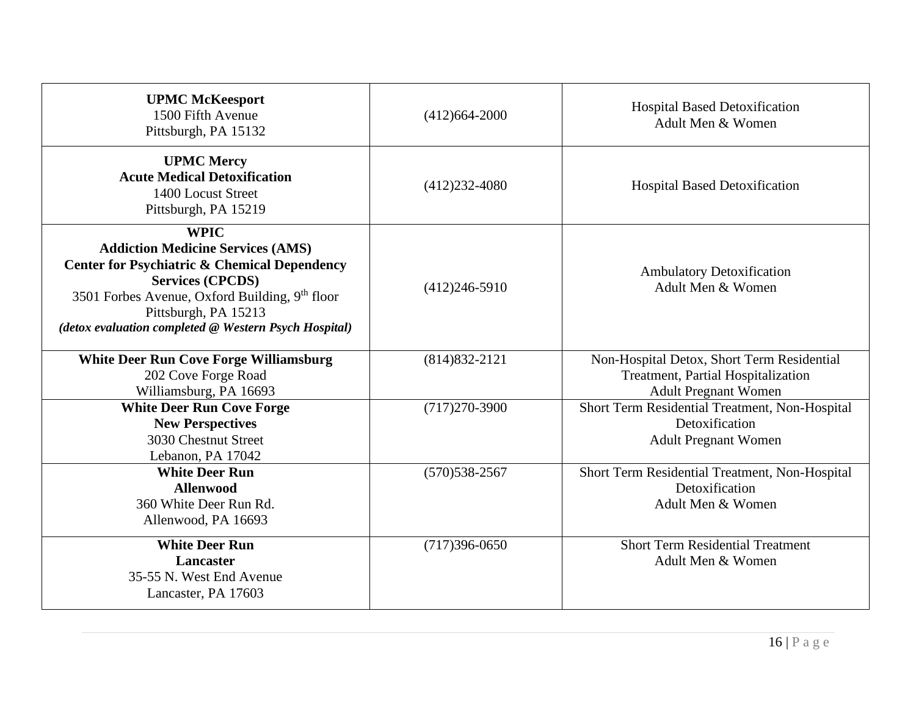| | | |
|---|---|---|
| **UPMC McKeesport**<br>1500 Fifth Avenue<br>Pittsburgh, PA 15132 | (412)664-2000 | Hospital Based Detoxification<br>Adult Men & Women |
| **UPMC Mercy**<br>**Acute Medical Detoxification**<br>1400 Locust Street<br>Pittsburgh, PA 15219 | (412)232-4080 | Hospital Based Detoxification |
| **WPIC**<br>**Addiction Medicine Services (AMS)**<br>**Center for Psychiatric & Chemical Dependency Services (CPCDS)**<br>3501 Forbes Avenue, Oxford Building, 9th floor<br>Pittsburgh, PA 15213<br>***(detox evaluation completed @ Western Psych Hospital)*** | (412)246-5910 | Ambulatory Detoxification<br>Adult Men & Women |
| **White Deer Run Cove Forge Williamsburg**<br>202 Cove Forge Road<br>Williamsburg, PA 16693 | (814)832-2121 | Non-Hospital Detox, Short Term Residential Treatment, Partial Hospitalization<br>Adult Pregnant Women |
| **White Deer Run Cove Forge**<br>**New Perspectives**<br>3030 Chestnut Street<br>Lebanon, PA 17042 | (717)270-3900 | Short Term Residential Treatment, Non-Hospital Detoxification<br>Adult Pregnant Women |
| **White Deer Run**<br>**Allenwood**<br>360 White Deer Run Rd.<br>Allenwood, PA 16693 | (570)538-2567 | Short Term Residential Treatment, Non-Hospital Detoxification<br>Adult Men & Women |
| **White Deer Run**<br>**Lancaster**<br>35-55 N. West End Avenue<br>Lancaster, PA 17603 | (717)396-0650 | Short Term Residential Treatment<br>Adult Men & Women |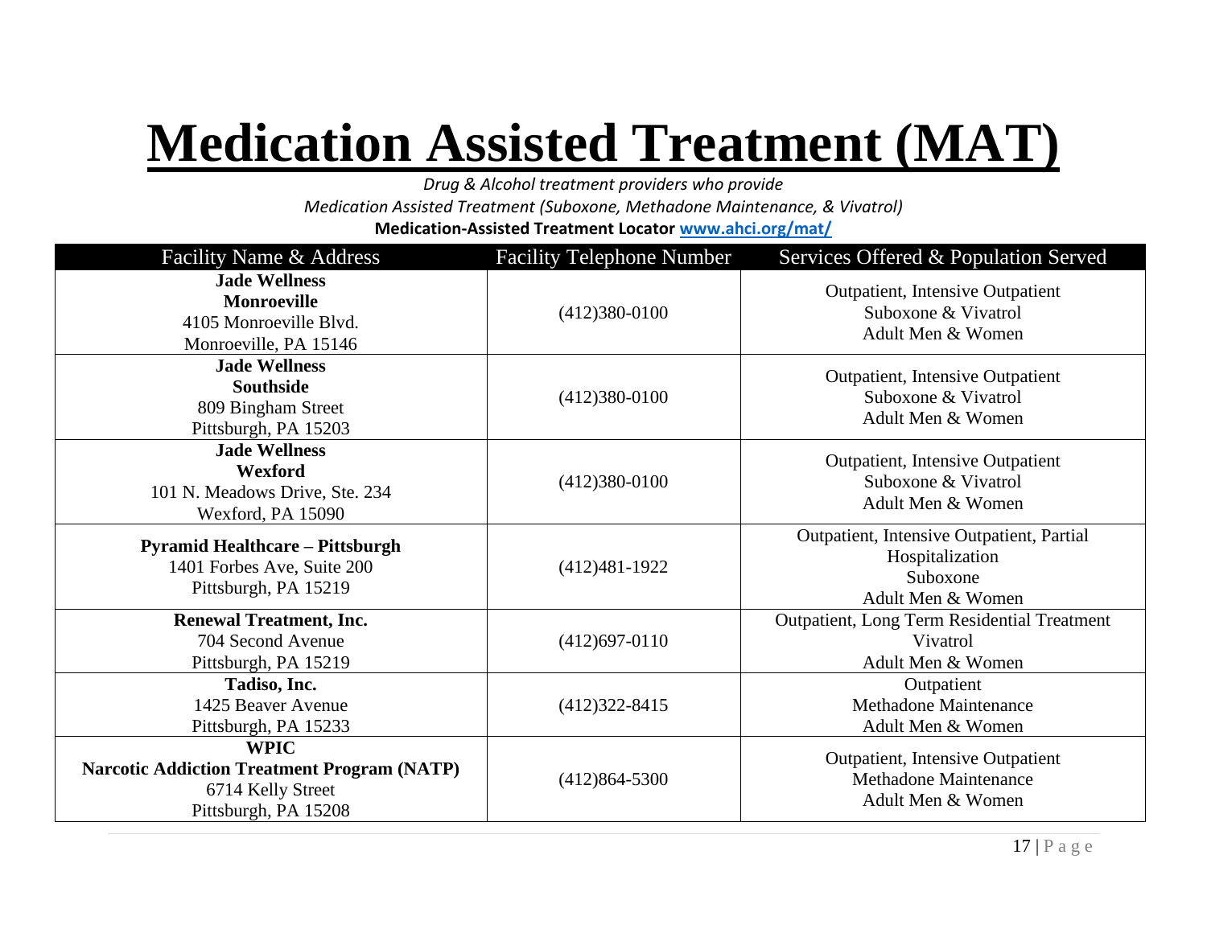# Medication Assisted Treatment (MAT)

*Drug & Alcohol treatment providers who provide*
*Medication Assisted Treatment (Suboxone, Methadone Maintenance, & Vivatrol)*

**Medication-Assisted Treatment Locator [www.ahci.org/mat/](www.ahci.org/mat/)**

| Facility Name & Address | Facility Telephone Number | Services Offered & Population Served |
|---|---|---|
| **Jade Wellness**<br>**Monroeville**<br>4105 Monroeville Blvd.<br>Monroeville, PA 15146 | (412)380-0100 | Outpatient, Intensive Outpatient<br>Suboxone & Vivatrol<br>Adult Men & Women |
| **Jade Wellness**<br>**Southside**<br>809 Bingham Street<br>Pittsburgh, PA 15203 | (412)380-0100 | Outpatient, Intensive Outpatient<br>Suboxone & Vivatrol<br>Adult Men & Women |
| **Jade Wellness**<br>**Wexford**<br>101 N. Meadows Drive, Ste. 234<br>Wexford, PA 15090 | (412)380-0100 | Outpatient, Intensive Outpatient<br>Suboxone & Vivatrol<br>Adult Men & Women |
| **Pyramid Healthcare – Pittsburgh**<br>1401 Forbes Ave, Suite 200<br>Pittsburgh, PA 15219 | (412)481-1922 | Outpatient, Intensive Outpatient, Partial Hospitalization<br>Suboxone<br>Adult Men & Women |
| **Renewal Treatment, Inc.**<br>704 Second Avenue<br>Pittsburgh, PA 15219 | (412)697-0110 | Outpatient, Long Term Residential Treatment<br>Vivatrol<br>Adult Men & Women |
| **Tadiso, Inc.**<br>1425 Beaver Avenue<br>Pittsburgh, PA 15233 | (412)322-8415 | Outpatient<br>Methadone Maintenance<br>Adult Men & Women |
| **WPIC**<br>**Narcotic Addiction Treatment Program (NATP)**<br>6714 Kelly Street<br>Pittsburgh, PA 15208 | (412)864-5300 | Outpatient, Intensive Outpatient<br>Methadone Maintenance<br>Adult Men & Women |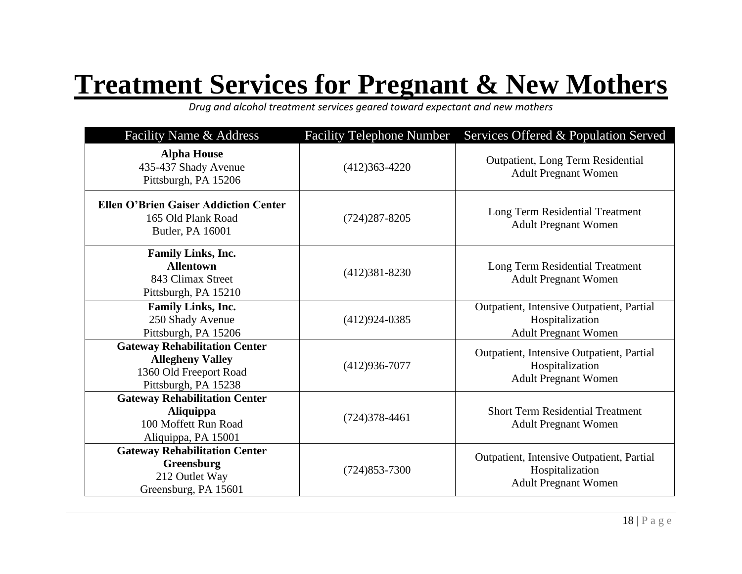# Treatment Services for Pregnant & New Mothers

*Drug and alcohol treatment services geared toward expectant and new mothers*

| Facility Name & Address | Facility Telephone Number | Services Offered & Population Served |
|---|---|---|
| **Alpha House**<br>435-437 Shady Avenue<br>Pittsburgh, PA 15206 | (412)363-4220 | Outpatient, Long Term Residential<br>Adult Pregnant Women |
| **Ellen O'Brien Gaiser Addiction Center**<br>165 Old Plank Road<br>Butler, PA 16001 | (724)287-8205 | Long Term Residential Treatment<br>Adult Pregnant Women |
| **Family Links, Inc.**<br>**Allentown**<br>843 Climax Street<br>Pittsburgh, PA 15210 | (412)381-8230 | Long Term Residential Treatment<br>Adult Pregnant Women |
| **Family Links, Inc.**<br>250 Shady Avenue<br>Pittsburgh, PA 15206 | (412)924-0385 | Outpatient, Intensive Outpatient, Partial Hospitalization<br>Adult Pregnant Women |
| **Gateway Rehabilitation Center**<br>**Allegheny Valley**<br>1360 Old Freeport Road<br>Pittsburgh, PA 15238 | (412)936-7077 | Outpatient, Intensive Outpatient, Partial Hospitalization<br>Adult Pregnant Women |
| **Gateway Rehabilitation Center**<br>**Aliquippa**<br>100 Moffett Run Road<br>Aliquippa, PA 15001 | (724)378-4461 | Short Term Residential Treatment<br>Adult Pregnant Women |
| **Gateway Rehabilitation Center**<br>**Greensburg**<br>212 Outlet Way<br>Greensburg, PA 15601 | (724)853-7300 | Outpatient, Intensive Outpatient, Partial Hospitalization<br>Adult Pregnant Women |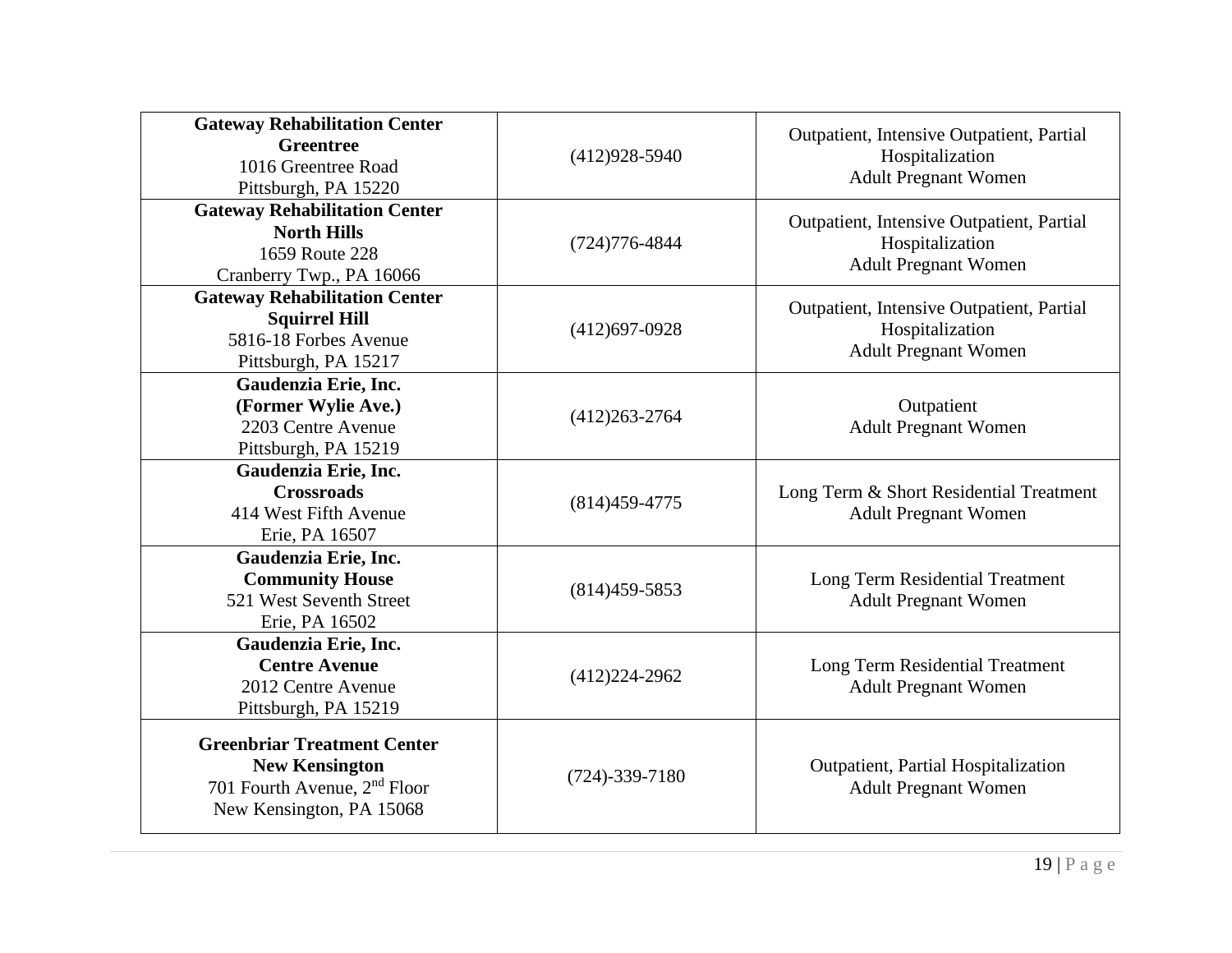| | | |
|---|---|---|
| **Gateway Rehabilitation Center**<br>**Greentree**<br>1016 Greentree Road<br>Pittsburgh, PA 15220 | (412)928-5940 | Outpatient, Intensive Outpatient, Partial Hospitalization<br>Adult Pregnant Women |
| **Gateway Rehabilitation Center**<br>**North Hills**<br>1659 Route 228<br>Cranberry Twp., PA 16066 | (724)776-4844 | Outpatient, Intensive Outpatient, Partial Hospitalization<br>Adult Pregnant Women |
| **Gateway Rehabilitation Center**<br>**Squirrel Hill**<br>5816-18 Forbes Avenue<br>Pittsburgh, PA 15217 | (412)697-0928 | Outpatient, Intensive Outpatient, Partial Hospitalization<br>Adult Pregnant Women |
| **Gaudenzia Erie, Inc.**<br>**(Former Wylie Ave.)**<br>2203 Centre Avenue<br>Pittsburgh, PA 15219 | (412)263-2764 | Outpatient<br>Adult Pregnant Women |
| **Gaudenzia Erie, Inc.**<br>**Crossroads**<br>414 West Fifth Avenue<br>Erie, PA 16507 | (814)459-4775 | Long Term & Short Residential Treatment<br>Adult Pregnant Women |
| **Gaudenzia Erie, Inc.**<br>**Community House**<br>521 West Seventh Street<br>Erie, PA 16502 | (814)459-5853 | Long Term Residential Treatment<br>Adult Pregnant Women |
| **Gaudenzia Erie, Inc.**<br>**Centre Avenue**<br>2012 Centre Avenue<br>Pittsburgh, PA 15219 | (412)224-2962 | Long Term Residential Treatment<br>Adult Pregnant Women |
| **Greenbriar Treatment Center**<br>**New Kensington**<br>701 Fourth Avenue, 2nd Floor<br>New Kensington, PA 15068 | (724)-339-7180 | Outpatient, Partial Hospitalization<br>Adult Pregnant Women |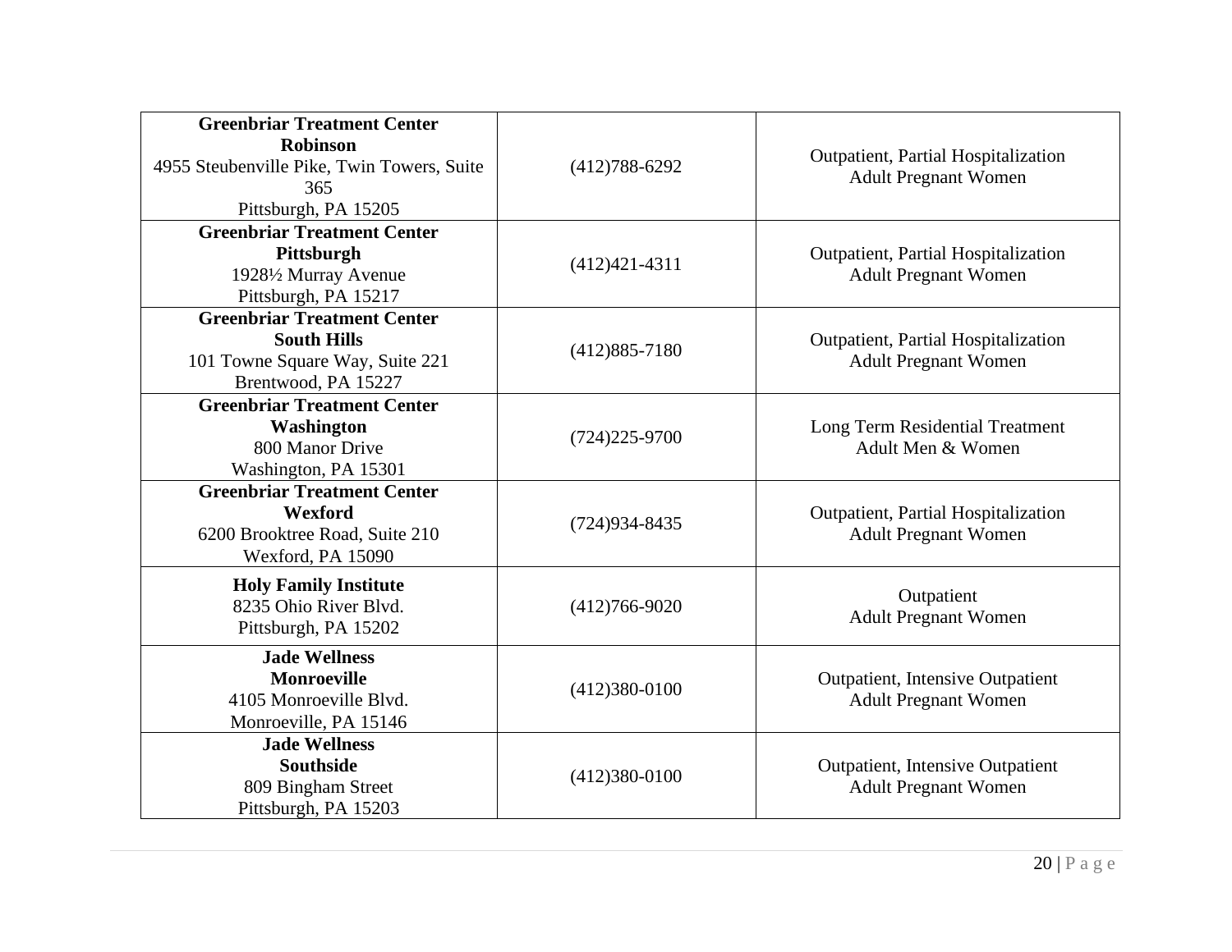| | | |
|---|---|---|
| **Greenbriar Treatment Center Robinson**<br>4955 Steubenville Pike, Twin Towers, Suite 365<br>Pittsburgh, PA 15205 | (412)788-6292 | Outpatient, Partial Hospitalization<br>Adult Pregnant Women |
| **Greenbriar Treatment Center Pittsburgh**<br>1928½ Murray Avenue<br>Pittsburgh, PA 15217 | (412)421-4311 | Outpatient, Partial Hospitalization<br>Adult Pregnant Women |
| **Greenbriar Treatment Center South Hills**<br>101 Towne Square Way, Suite 221<br>Brentwood, PA 15227 | (412)885-7180 | Outpatient, Partial Hospitalization<br>Adult Pregnant Women |
| **Greenbriar Treatment Center Washington**<br>800 Manor Drive<br>Washington, PA 15301 | (724)225-9700 | Long Term Residential Treatment<br>Adult Men & Women |
| **Greenbriar Treatment Center Wexford**<br>6200 Brooktree Road, Suite 210<br>Wexford, PA 15090 | (724)934-8435 | Outpatient, Partial Hospitalization<br>Adult Pregnant Women |
| **Holy Family Institute**<br>8235 Ohio River Blvd.<br>Pittsburgh, PA 15202 | (412)766-9020 | Outpatient<br>Adult Pregnant Women |
| **Jade Wellness Monroeville**<br>4105 Monroeville Blvd.<br>Monroeville, PA 15146 | (412)380-0100 | Outpatient, Intensive Outpatient<br>Adult Pregnant Women |
| **Jade Wellness Southside**<br>809 Bingham Street<br>Pittsburgh, PA 15203 | (412)380-0100 | Outpatient, Intensive Outpatient<br>Adult Pregnant Women |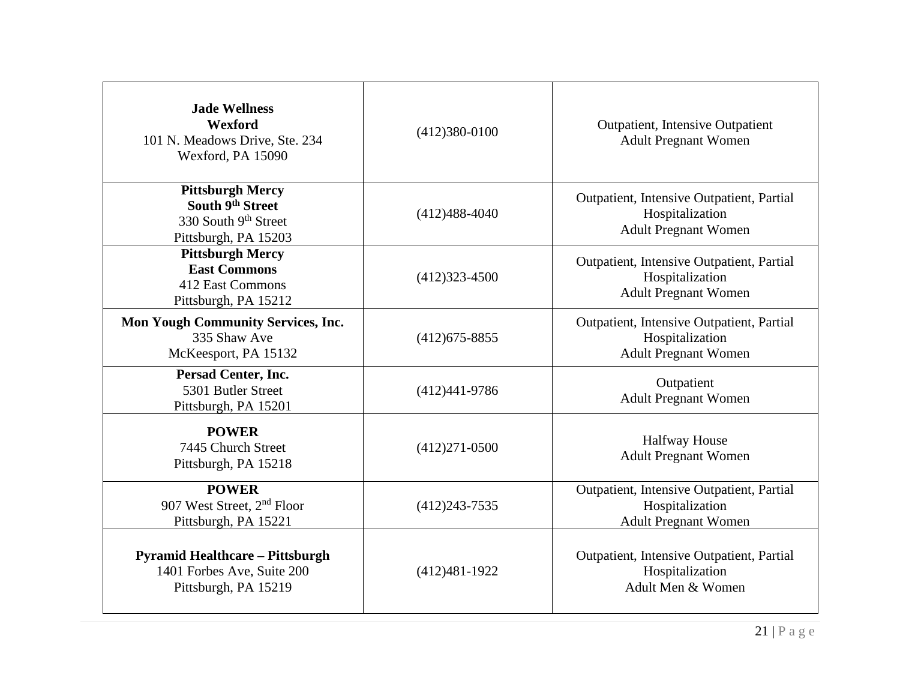| | | |
|---|---|---|
| **Jade Wellness**<br>**Wexford**<br>101 N. Meadows Drive, Ste. 234<br>Wexford, PA 15090 | (412)380-0100 | Outpatient, Intensive Outpatient<br>Adult Pregnant Women |
| **Pittsburgh Mercy**<br>**South 9th Street**<br>330 South 9th Street<br>Pittsburgh, PA 15203 | (412)488-4040 | Outpatient, Intensive Outpatient, Partial Hospitalization<br>Adult Pregnant Women |
| **Pittsburgh Mercy**<br>**East Commons**<br>412 East Commons<br>Pittsburgh, PA 15212 | (412)323-4500 | Outpatient, Intensive Outpatient, Partial Hospitalization<br>Adult Pregnant Women |
| **Mon Yough Community Services, Inc.**<br>335 Shaw Ave<br>McKeesport, PA 15132 | (412)675-8855 | Outpatient, Intensive Outpatient, Partial Hospitalization<br>Adult Pregnant Women |
| **Persad Center, Inc.**<br>5301 Butler Street<br>Pittsburgh, PA 15201 | (412)441-9786 | Outpatient<br>Adult Pregnant Women |
| **POWER**<br>7445 Church Street<br>Pittsburgh, PA 15218 | (412)271-0500 | Halfway House<br>Adult Pregnant Women |
| **POWER**<br>907 West Street, 2nd Floor<br>Pittsburgh, PA 15221 | (412)243-7535 | Outpatient, Intensive Outpatient, Partial Hospitalization<br>Adult Pregnant Women |
| **Pyramid Healthcare – Pittsburgh**<br>1401 Forbes Ave, Suite 200<br>Pittsburgh, PA 15219 | (412)481-1922 | Outpatient, Intensive Outpatient, Partial Hospitalization<br>Adult Men & Women |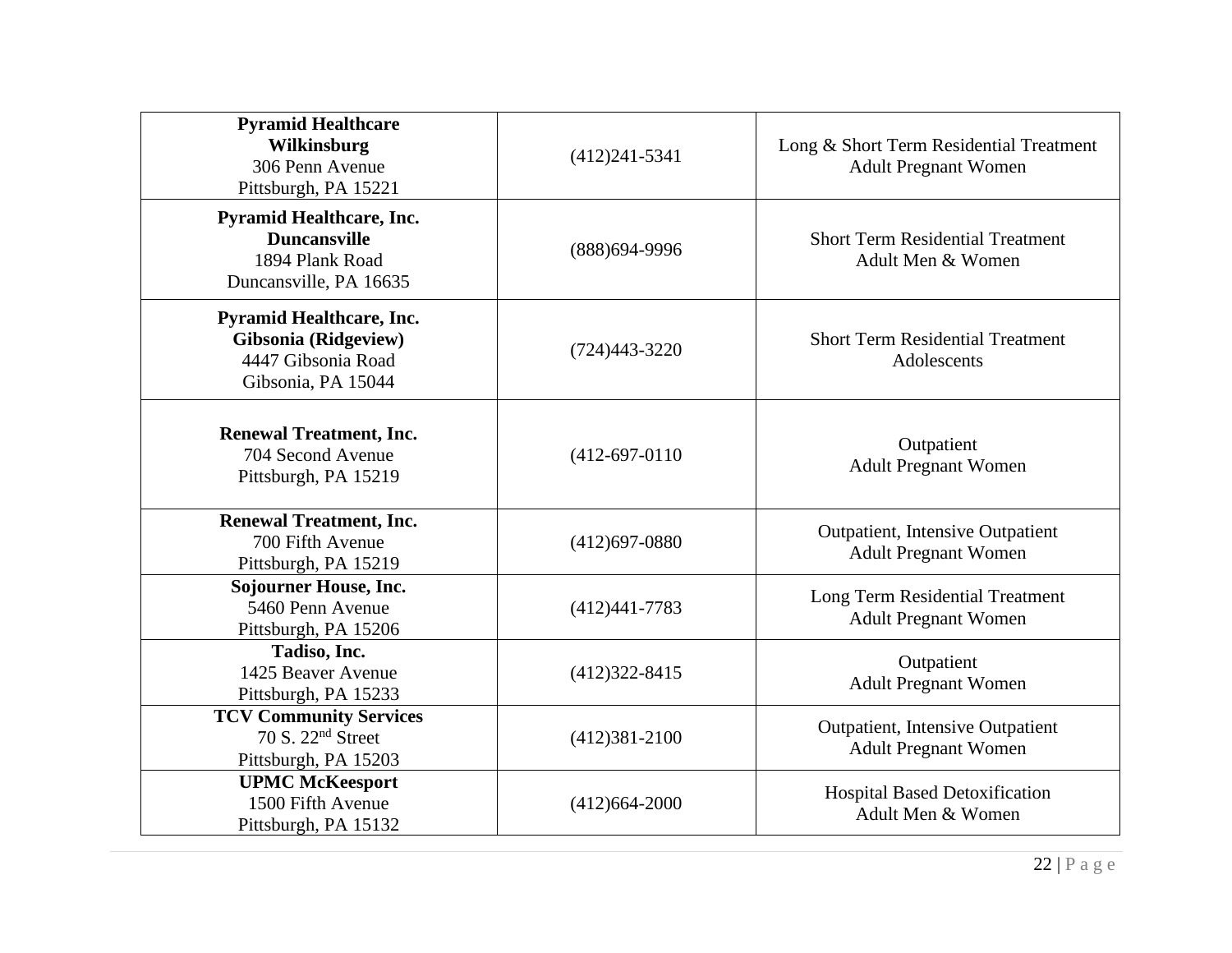| | | |
|---|---|---|
| **Pyramid Healthcare**<br>**Wilkinsburg**<br>306 Penn Avenue<br>Pittsburgh, PA 15221 | (412)241-5341 | Long & Short Term Residential Treatment<br>Adult Pregnant Women |
| **Pyramid Healthcare, Inc.**<br>**Duncansville**<br>1894 Plank Road<br>Duncansville, PA 16635 | (888)694-9996 | Short Term Residential Treatment<br>Adult Men & Women |
| **Pyramid Healthcare, Inc.**<br>**Gibsonia (Ridgeview)**<br>4447 Gibsonia Road<br>Gibsonia, PA 15044 | (724)443-3220 | Short Term Residential Treatment<br>Adolescents |
| **Renewal Treatment, Inc.**<br>704 Second Avenue<br>Pittsburgh, PA 15219 | (412-697-0110 | Outpatient<br>Adult Pregnant Women |
| **Renewal Treatment, Inc.**<br>700 Fifth Avenue<br>Pittsburgh, PA 15219 | (412)697-0880 | Outpatient, Intensive Outpatient<br>Adult Pregnant Women |
| **Sojourner House, Inc.**<br>5460 Penn Avenue<br>Pittsburgh, PA 15206 | (412)441-7783 | Long Term Residential Treatment<br>Adult Pregnant Women |
| **Tadiso, Inc.**<br>1425 Beaver Avenue<br>Pittsburgh, PA 15233 | (412)322-8415 | Outpatient<br>Adult Pregnant Women |
| **TCV Community Services**<br>70 S. 22nd Street<br>Pittsburgh, PA 15203 | (412)381-2100 | Outpatient, Intensive Outpatient<br>Adult Pregnant Women |
| **UPMC McKeesport**<br>1500 Fifth Avenue<br>Pittsburgh, PA 15132 | (412)664-2000 | Hospital Based Detoxification<br>Adult Men & Women |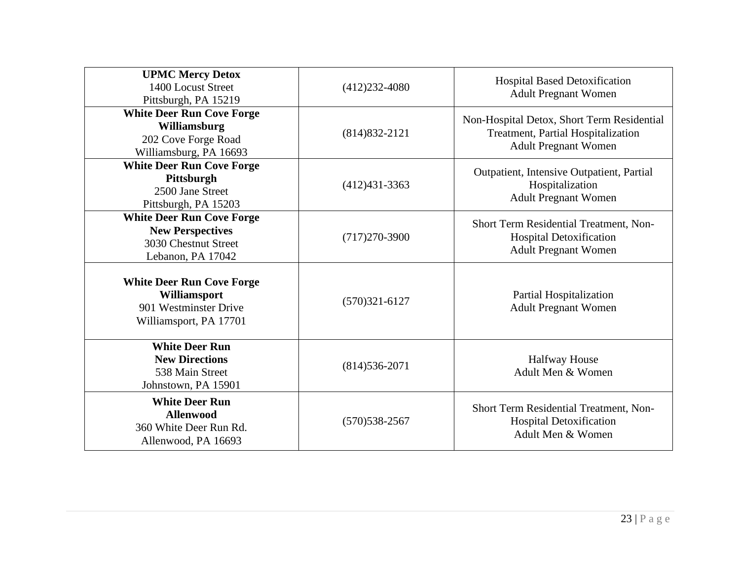| **UPMC Mercy Detox**<br>1400 Locust Street<br>Pittsburgh, PA 15219 | (412)232-4080 | Hospital Based Detoxification<br>Adult Pregnant Women |
|---|---|---|
| **White Deer Run Cove Forge Williamsburg**<br>202 Cove Forge Road<br>Williamsburg, PA 16693 | (814)832-2121 | Non-Hospital Detox, Short Term Residential Treatment, Partial Hospitalization<br>Adult Pregnant Women |
| **White Deer Run Cove Forge Pittsburgh**<br>2500 Jane Street<br>Pittsburgh, PA 15203 | (412)431-3363 | Outpatient, Intensive Outpatient, Partial Hospitalization<br>Adult Pregnant Women |
| **White Deer Run Cove Forge New Perspectives**<br>3030 Chestnut Street<br>Lebanon, PA 17042 | (717)270-3900 | Short Term Residential Treatment, Non-Hospital Detoxification<br>Adult Pregnant Women |
| **White Deer Run Cove Forge Williamsport**<br>901 Westminster Drive<br>Williamsport, PA 17701 | (570)321-6127 | Partial Hospitalization<br>Adult Pregnant Women |
| **White Deer Run New Directions**<br>538 Main Street<br>Johnstown, PA 15901 | (814)536-2071 | Halfway House<br>Adult Men & Women |
| **White Deer Run Allenwood**<br>360 White Deer Run Rd.<br>Allenwood, PA 16693 | (570)538-2567 | Short Term Residential Treatment, Non-Hospital Detoxification<br>Adult Men & Women |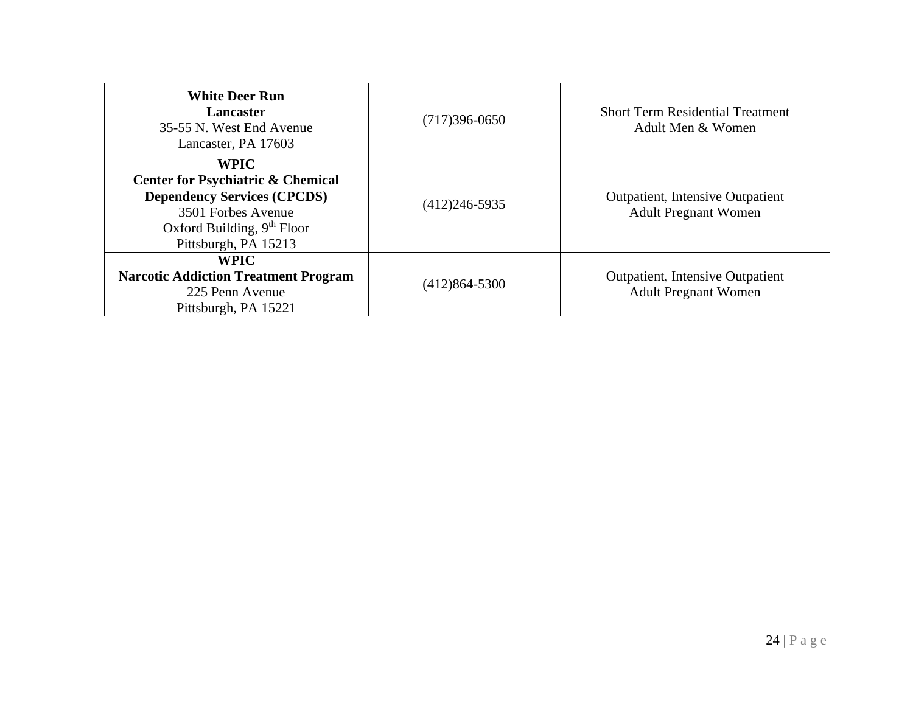| **White Deer Run Lancaster** 35-55 N. West End Avenue Lancaster, PA 17603 | (717)396-0650 | Short Term Residential Treatment Adult Men & Women |
|---|---|---|
| **WPIC Center for Psychiatric & Chemical Dependency Services (CPCDS)** 3501 Forbes Avenue Oxford Building, 9th Floor Pittsburgh, PA 15213 | (412)246-5935 | Outpatient, Intensive Outpatient Adult Pregnant Women |
| **WPIC Narcotic Addiction Treatment Program** 225 Penn Avenue Pittsburgh, PA 15221 | (412)864-5300 | Outpatient, Intensive Outpatient Adult Pregnant Women |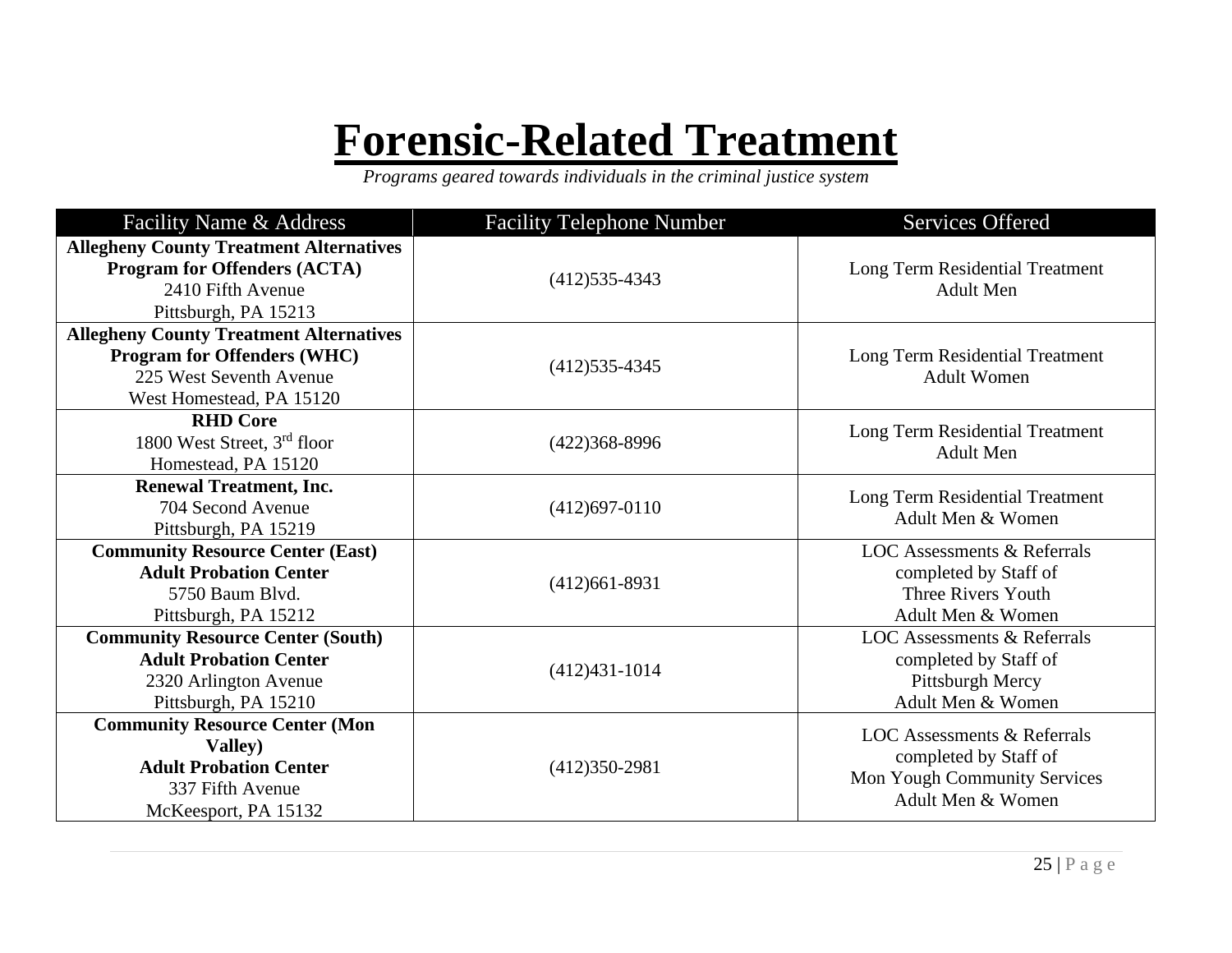# Forensic-Related Treatment

*Programs geared towards individuals in the criminal justice system*

| Facility Name & Address | Facility Telephone Number | Services Offered |
|---|---|---|
| **Allegheny County Treatment Alternatives Program for Offenders (ACTA)**<br>2410 Fifth Avenue<br>Pittsburgh, PA 15213 | (412)535-4343 | Long Term Residential Treatment<br>Adult Men |
| **Allegheny County Treatment Alternatives Program for Offenders (WHC)**<br>225 West Seventh Avenue<br>West Homestead, PA 15120 | (412)535-4345 | Long Term Residential Treatment<br>Adult Women |
| **RHD Core**<br>1800 West Street, 3rd floor<br>Homestead, PA 15120 | (422)368-8996 | Long Term Residential Treatment<br>Adult Men |
| **Renewal Treatment, Inc.**<br>704 Second Avenue<br>Pittsburgh, PA 15219 | (412)697-0110 | Long Term Residential Treatment<br>Adult Men & Women |
| **Community Resource Center (East)**<br>**Adult Probation Center**<br>5750 Baum Blvd.<br>Pittsburgh, PA 15212 | (412)661-8931 | LOC Assessments & Referrals<br>completed by Staff of<br>Three Rivers Youth<br>Adult Men & Women |
| **Community Resource Center (South)**<br>**Adult Probation Center**<br>2320 Arlington Avenue<br>Pittsburgh, PA 15210 | (412)431-1014 | LOC Assessments & Referrals<br>completed by Staff of<br>Pittsburgh Mercy<br>Adult Men & Women |
| **Community Resource Center (Mon Valley)**<br>**Adult Probation Center**<br>337 Fifth Avenue<br>McKeesport, PA 15132 | (412)350-2981 | LOC Assessments & Referrals<br>completed by Staff of<br>Mon Yough Community Services<br>Adult Men & Women |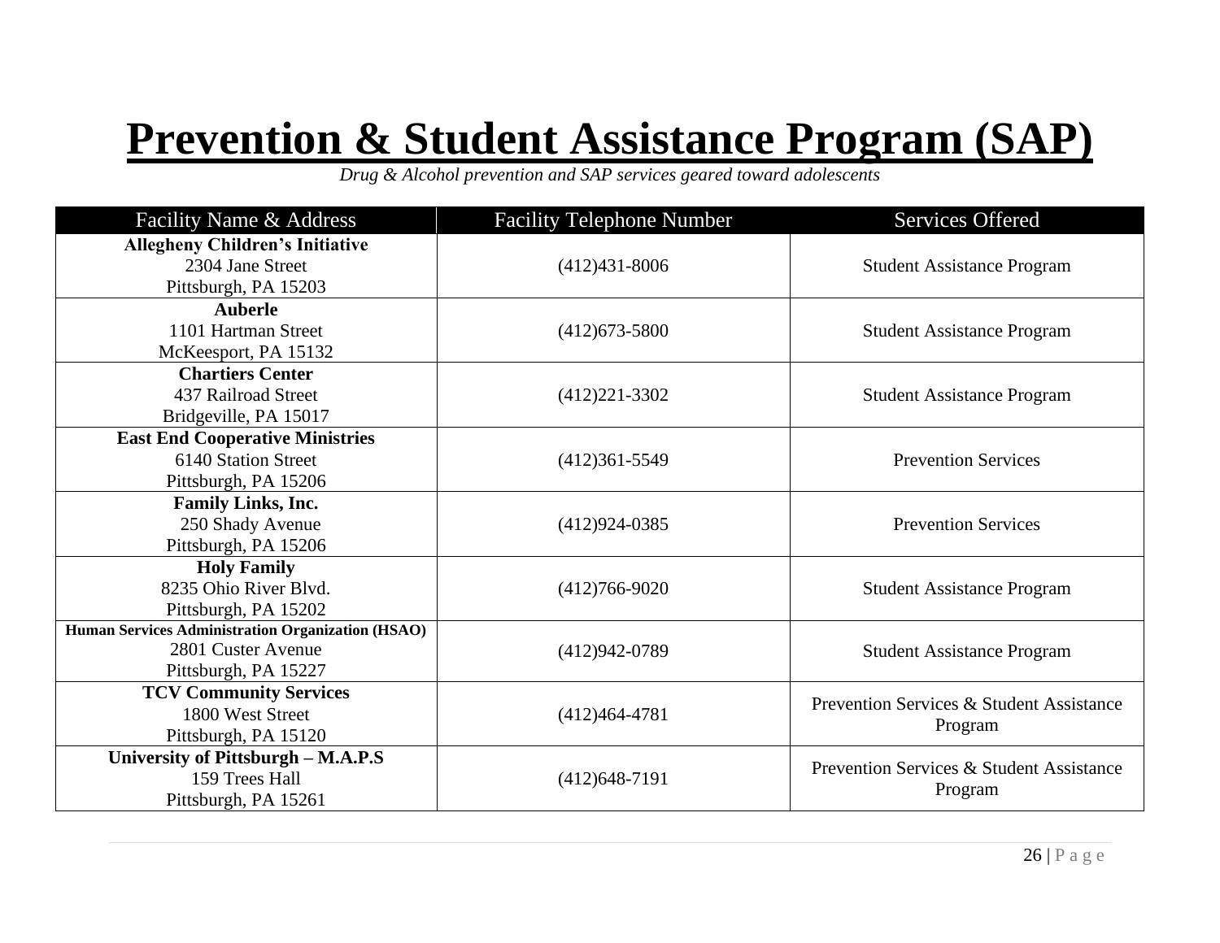# Prevention & Student Assistance Program (SAP)

*Drug & Alcohol prevention and SAP services geared toward adolescents*

| Facility Name & Address | Facility Telephone Number | Services Offered |
|---|---|---|
| **Allegheny Children's Initiative**<br>2304 Jane Street<br>Pittsburgh, PA 15203 | (412)431-8006 | Student Assistance Program |
| **Auberle**<br>1101 Hartman Street<br>McKeesport, PA 15132 | (412)673-5800 | Student Assistance Program |
| **Chartiers Center**<br>437 Railroad Street<br>Bridgeville, PA 15017 | (412)221-3302 | Student Assistance Program |
| **East End Cooperative Ministries**<br>6140 Station Street<br>Pittsburgh, PA 15206 | (412)361-5549 | Prevention Services |
| **Family Links, Inc.**<br>250 Shady Avenue<br>Pittsburgh, PA 15206 | (412)924-0385 | Prevention Services |
| **Holy Family**<br>8235 Ohio River Blvd.<br>Pittsburgh, PA 15202 | (412)766-9020 | Student Assistance Program |
| **Human Services Administration Organization (HSAO)**<br>2801 Custer Avenue<br>Pittsburgh, PA 15227 | (412)942-0789 | Student Assistance Program |
| **TCV Community Services**<br>1800 West Street<br>Pittsburgh, PA 15120 | (412)464-4781 | Prevention Services & Student Assistance Program |
| **University of Pittsburgh – M.A.P.S**<br>159 Trees Hall<br>Pittsburgh, PA 15261 | (412)648-7191 | Prevention Services & Student Assistance Program |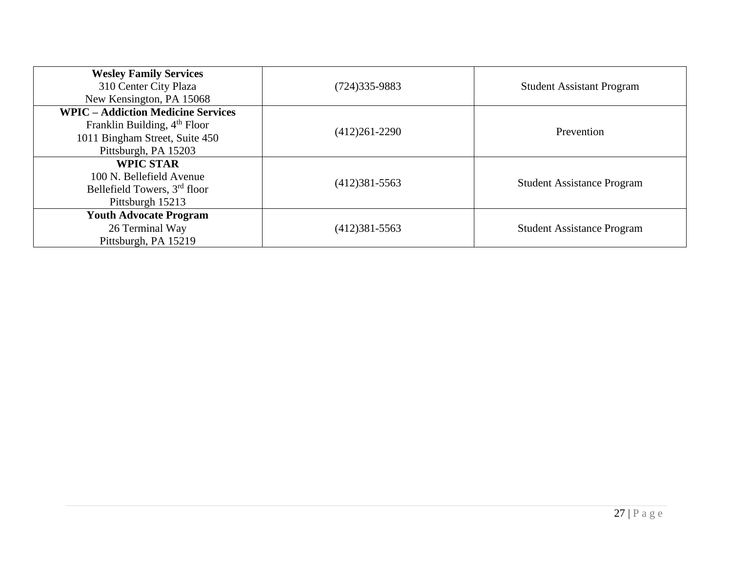| | | |
|---|---|---|
| **Wesley Family Services**<br>310 Center City Plaza<br>New Kensington, PA 15068 | (724)335-9883 | Student Assistant Program |
| **WPIC – Addiction Medicine Services**<br>Franklin Building, 4th Floor<br>1011 Bingham Street, Suite 450<br>Pittsburgh, PA 15203 | (412)261-2290 | Prevention |
| **WPIC STAR**<br>100 N. Bellefield Avenue<br>Bellefield Towers, 3rd floor<br>Pittsburgh 15213 | (412)381-5563 | Student Assistance Program |
| **Youth Advocate Program**<br>26 Terminal Way<br>Pittsburgh, PA 15219 | (412)381-5563 | Student Assistance Program |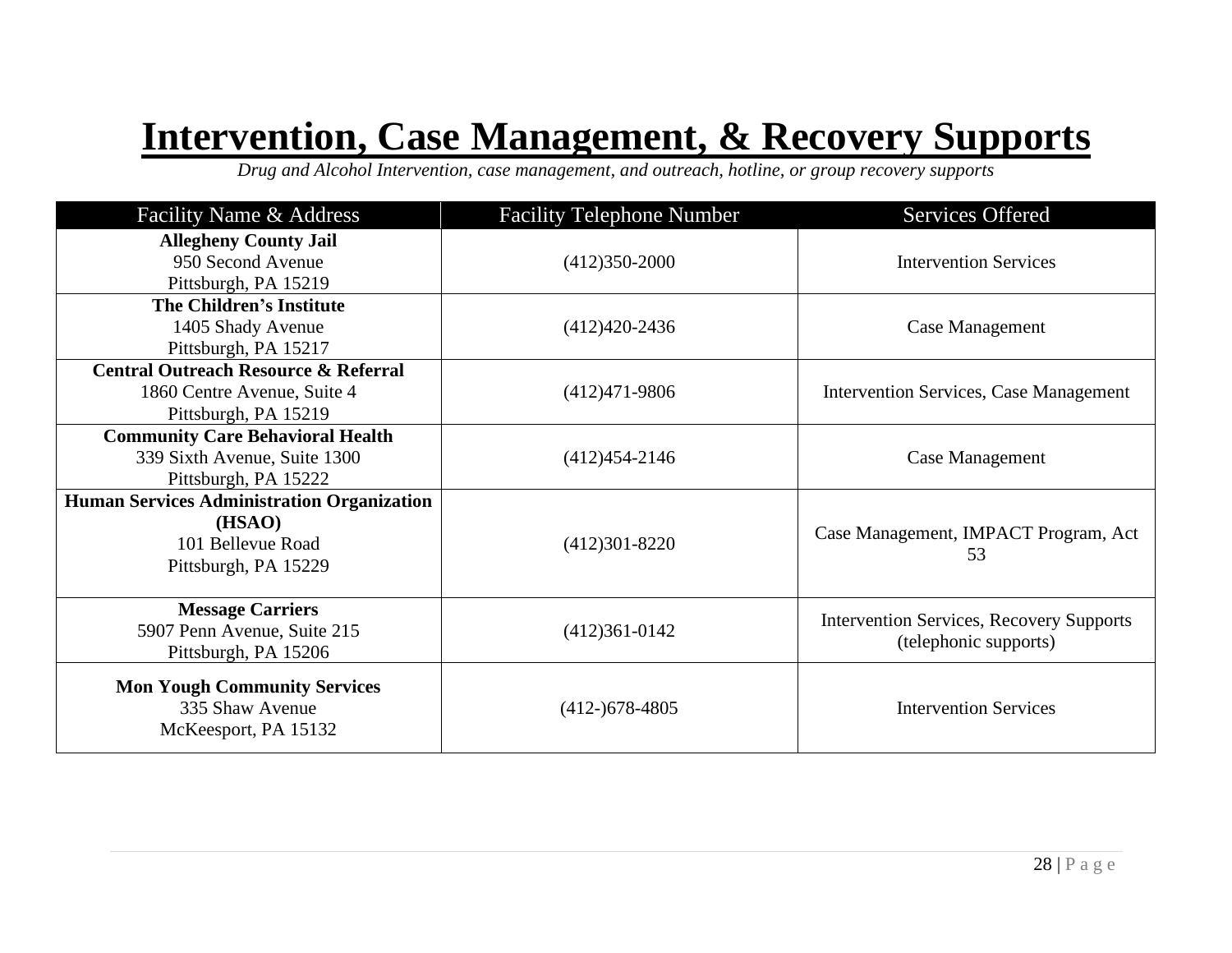# Intervention, Case Management, & Recovery Supports

*Drug and Alcohol Intervention, case management, and outreach, hotline, or group recovery supports*

| Facility Name & Address | Facility Telephone Number | Services Offered |
|---|---|---|
| **Allegheny County Jail**<br>950 Second Avenue<br>Pittsburgh, PA 15219 | (412)350-2000 | Intervention Services |
| **The Children's Institute**<br>1405 Shady Avenue<br>Pittsburgh, PA 15217 | (412)420-2436 | Case Management |
| **Central Outreach Resource & Referral**<br>1860 Centre Avenue, Suite 4<br>Pittsburgh, PA 15219 | (412)471-9806 | Intervention Services, Case Management |
| **Community Care Behavioral Health**<br>339 Sixth Avenue, Suite 1300<br>Pittsburgh, PA 15222 | (412)454-2146 | Case Management |
| **Human Services Administration Organization (HSAO)**<br>101 Bellevue Road<br>Pittsburgh, PA 15229 | (412)301-8220 | Case Management, IMPACT Program, Act 53 |
| **Message Carriers**<br>5907 Penn Avenue, Suite 215<br>Pittsburgh, PA 15206 | (412)361-0142 | Intervention Services, Recovery Supports (telephonic supports) |
| **Mon Yough Community Services**<br>335 Shaw Avenue<br>McKeesport, PA 15132 | (412-)678-4805 | Intervention Services |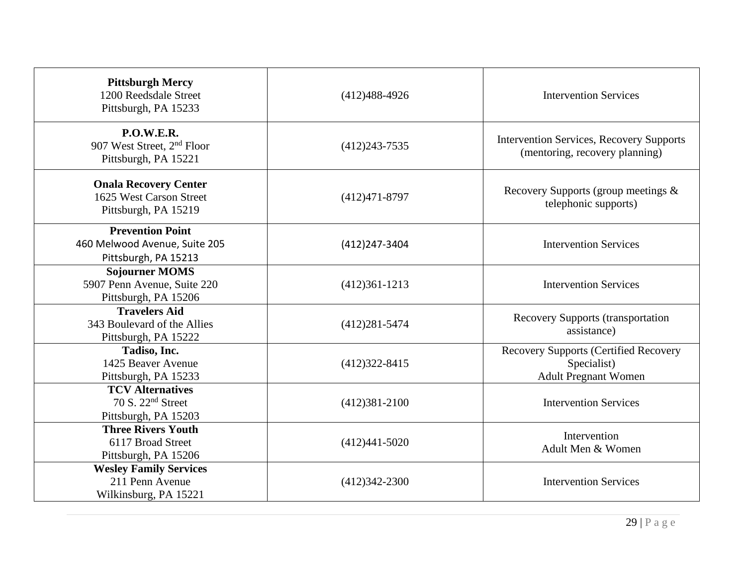| | | |
|---|---|---|
| **Pittsburgh Mercy**<br>1200 Reedsdale Street<br>Pittsburgh, PA 15233 | (412)488-4926 | Intervention Services |
| **P.O.W.E.R.**<br>907 West Street, 2nd Floor<br>Pittsburgh, PA 15221 | (412)243-7535 | Intervention Services, Recovery Supports (mentoring, recovery planning) |
| **Onala Recovery Center**<br>1625 West Carson Street<br>Pittsburgh, PA 15219 | (412)471-8797 | Recovery Supports (group meetings & telephonic supports) |
| **Prevention Point**<br>460 Melwood Avenue, Suite 205<br>Pittsburgh, PA 15213 | (412)247-3404 | Intervention Services |
| **Sojourner MOMS**<br>5907 Penn Avenue, Suite 220<br>Pittsburgh, PA 15206 | (412)361-1213 | Intervention Services |
| **Travelers Aid**<br>343 Boulevard of the Allies<br>Pittsburgh, PA 15222 | (412)281-5474 | Recovery Supports (transportation assistance) |
| **Tadiso, Inc.**<br>1425 Beaver Avenue<br>Pittsburgh, PA 15233 | (412)322-8415 | Recovery Supports (Certified Recovery Specialist)<br>Adult Pregnant Women |
| **TCV Alternatives**<br>70 S. 22nd Street<br>Pittsburgh, PA 15203 | (412)381-2100 | Intervention Services |
| **Three Rivers Youth**<br>6117 Broad Street<br>Pittsburgh, PA 15206 | (412)441-5020 | Intervention<br>Adult Men & Women |
| **Wesley Family Services**<br>211 Penn Avenue<br>Wilkinsburg, PA 15221 | (412)342-2300 | Intervention Services |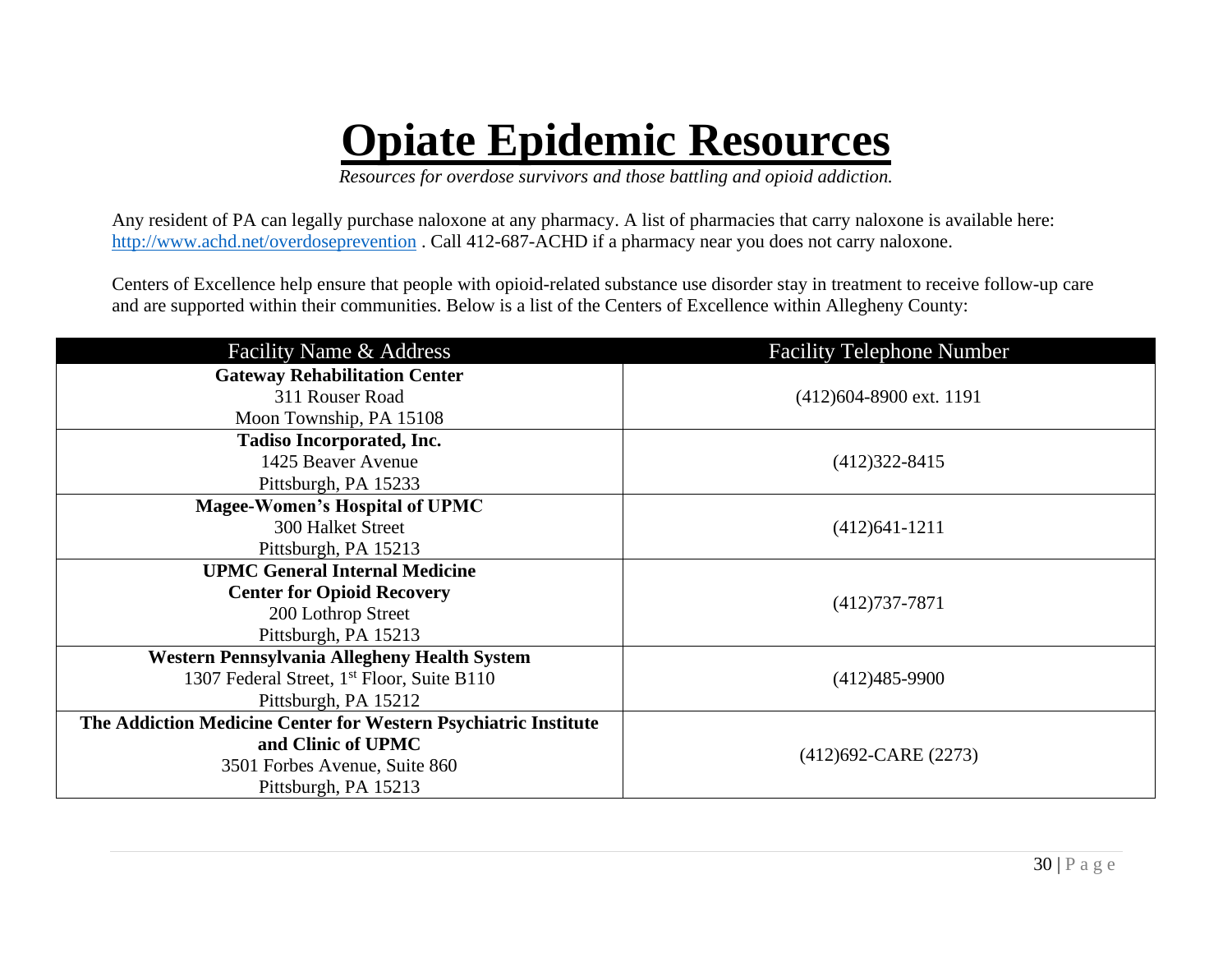# Opiate Epidemic Resources

*Resources for overdose survivors and those battling and opioid addiction.*

Any resident of PA can legally purchase naloxone at any pharmacy. A list of pharmacies that carry naloxone is available here: http://www.achd.net/overdoseprevention . Call 412-687-ACHD if a pharmacy near you does not carry naloxone.

Centers of Excellence help ensure that people with opioid-related substance use disorder stay in treatment to receive follow-up care and are supported within their communities. Below is a list of the Centers of Excellence within Allegheny County:

| Facility Name & Address | Facility Telephone Number |
| --- | --- |
| **Gateway Rehabilitation Center**<br>311 Rouser Road<br>Moon Township, PA 15108 | (412)604-8900 ext. 1191 |
| **Tadiso Incorporated, Inc.**<br>1425 Beaver Avenue<br>Pittsburgh, PA 15233 | (412)322-8415 |
| **Magee-Women's Hospital of UPMC**<br>300 Halket Street<br>Pittsburgh, PA 15213 | (412)641-1211 |
| **UPMC General Internal Medicine Center for Opioid Recovery**<br>200 Lothrop Street<br>Pittsburgh, PA 15213 | (412)737-7871 |
| **Western Pennsylvania Allegheny Health System**<br>1307 Federal Street, 1st Floor, Suite B110<br>Pittsburgh, PA 15212 | (412)485-9900 |
| **The Addiction Medicine Center for Western Psychiatric Institute and Clinic of UPMC**<br>3501 Forbes Avenue, Suite 860<br>Pittsburgh, PA 15213 | (412)692-CARE (2273) |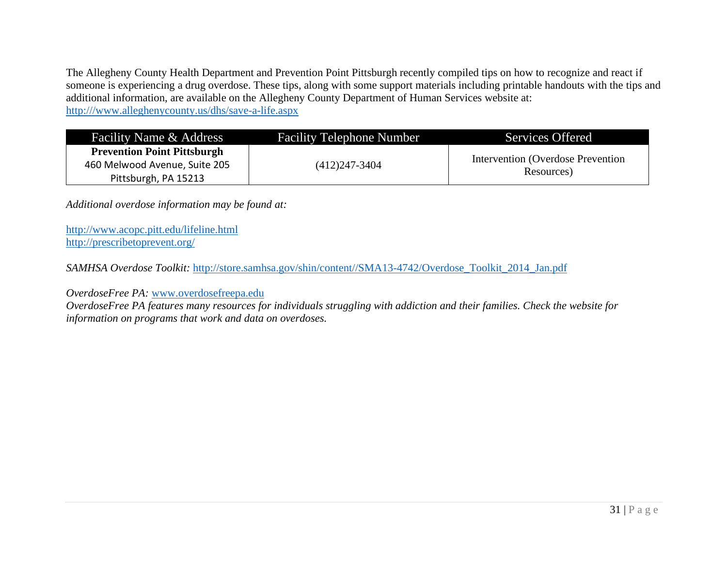The Allegheny County Health Department and Prevention Point Pittsburgh recently compiled tips on how to recognize and react if someone is experiencing a drug overdose. These tips, along with some support materials including printable handouts with the tips and additional information, are available on the Allegheny County Department of Human Services website at: http:///www.alleghenycounty.us/dhs/save-a-life.aspx

| Facility Name & Address | Facility Telephone Number | Services Offered |
|---|---|---|
| **Prevention Point Pittsburgh** 460 Melwood Avenue, Suite 205 Pittsburgh, PA 15213 | (412)247-3404 | Intervention (Overdose Prevention Resources) |

*Additional overdose information may be found at:*

http://www.acopc.pitt.edu/lifeline.html
http://prescribetoprevent.org/

*SAMHSA Overdose Toolkit:* http://store.samhsa.gov/shin/content//SMA13-4742/Overdose_Toolkit_2014_Jan.pdf

*OverdoseFree PA:* www.overdosefreepa.edu
*OverdoseFree PA features many resources for individuals struggling with addiction and their families. Check the website for information on programs that work and data on overdoses.*